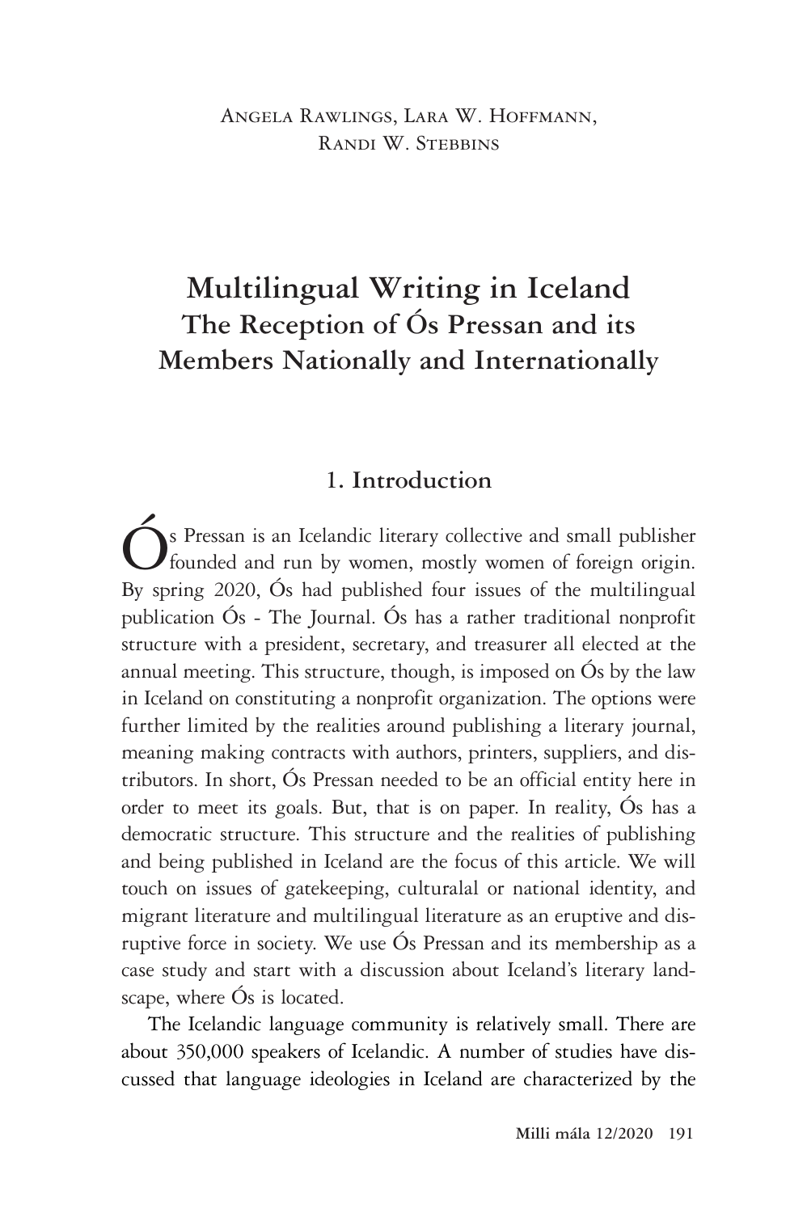Angela Rawlings, Lara W. Hoffmann, Randi W. Stebbins

# Multilingual Writing in Iceland
## The Reception of Ós Pressan and its Members Nationally and Internationally

### 1. Introduction

Ós Pressan is an Icelandic literary collective and small publisher founded and run by women, mostly women of foreign origin. By spring 2020, Ós had published four issues of the multilingual publication Ós - The Journal. Ós has a rather traditional nonprofit structure with a president, secretary, and treasurer all elected at the annual meeting. This structure, though, is imposed on Ós by the law in Iceland on constituting a nonprofit organization. The options were further limited by the realities around publishing a literary journal, meaning making contracts with authors, printers, suppliers, and distributors. In short, Ós Pressan needed to be an official entity here in order to meet its goals. But, that is on paper. In reality, Ós has a democratic structure. This structure and the realities of publishing and being published in Iceland are the focus of this article. We will touch on issues of gatekeeping, culturalal or national identity, and migrant literature and multilingual literature as an eruptive and disruptive force in society. We use Ós Pressan and its membership as a case study and start with a discussion about Iceland's literary landscape, where Ós is located.

The Icelandic language community is relatively small. There are about 350,000 speakers of Icelandic. A number of studies have discussed that language ideologies in Iceland are characterized by the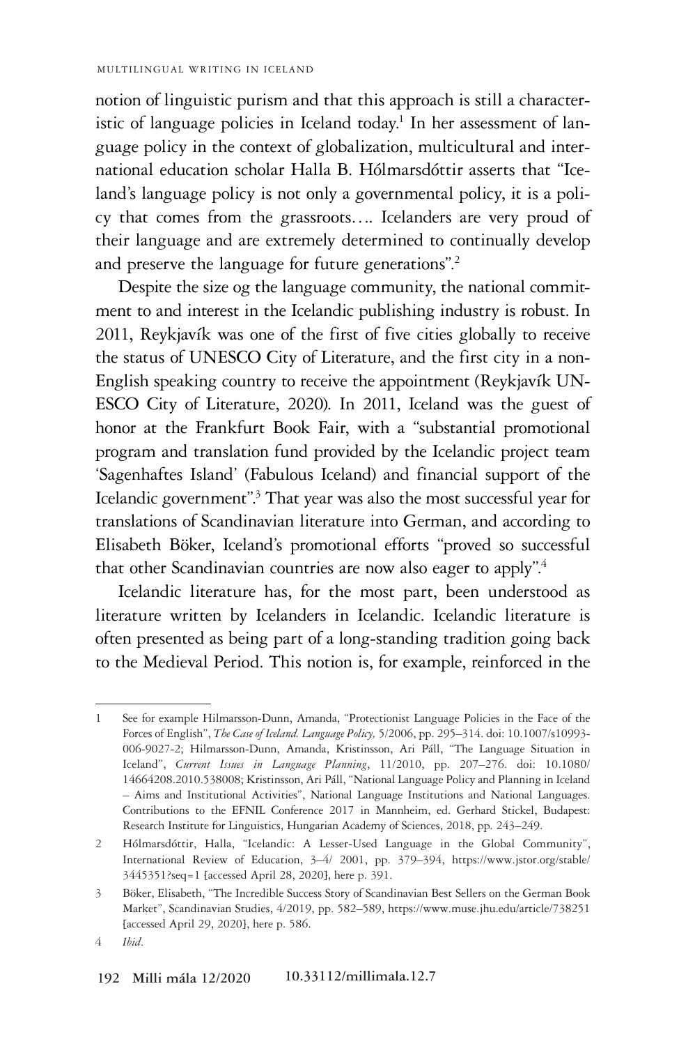notion of linguistic purism and that this approach is still a characteristic of language policies in Iceland today.[1] In her assessment of language policy in the context of globalization, multicultural and international education scholar Halla B. Hólmarsdóttir asserts that "Iceland's language policy is not only a governmental policy, it is a policy that comes from the grassroots…. Icelanders are very proud of their language and are extremely determined to continually develop and preserve the language for future generations".[2]

Despite the size og the language community, the national commitment to and interest in the Icelandic publishing industry is robust. In 2011, Reykjavík was one of the first of five cities globally to receive the status of UNESCO City of Literature, and the first city in a non-English speaking country to receive the appointment (Reykjavík UNESCO City of Literature, 2020). In 2011, Iceland was the guest of honor at the Frankfurt Book Fair, with a "substantial promotional program and translation fund provided by the Icelandic project team 'Sagenhaftes Island' (Fabulous Iceland) and financial support of the Icelandic government".[3] That year was also the most successful year for translations of Scandinavian literature into German, and according to Elisabeth Böker, Iceland's promotional efforts "proved so successful that other Scandinavian countries are now also eager to apply".[4]

Icelandic literature has, for the most part, been understood as literature written by Icelanders in Icelandic. Icelandic literature is often presented as being part of a long-standing tradition going back to the Medieval Period. This notion is, for example, reinforced in the

---

1 See for example Hilmarsson-Dunn, Amanda, "Protectionist Language Policies in the Face of the Forces of English", *The Case of Iceland. Language Policy,* 5/2006, pp. 295–314. doi: 10.1007/s10993-006-9027-2; Hilmarsson-Dunn, Amanda, Kristinsson, Ari Páll, "The Language Situation in Iceland", *Current Issues in Language Planning*, 11/2010, pp. 207–276. doi: 10.1080/14664208.2010.538008; Kristinsson, Ari Páll, "National Language Policy and Planning in Iceland – Aims and Institutional Activities", National Language Institutions and National Languages. Contributions to the EFNIL Conference 2017 in Mannheim, ed. Gerhard Stickel, Budapest: Research Institute for Linguistics, Hungarian Academy of Sciences, 2018, pp. 243–249.

2 Hólmarsdóttir, Halla, "Icelandic: A Lesser-Used Language in the Global Community", International Review of Education, 3–4/ 2001, pp. 379–394, https://www.jstor.org/stable/3445351?seq=1 [accessed April 28, 2020], here p. 391.

3 Böker, Elisabeth, "The Incredible Success Story of Scandinavian Best Sellers on the German Book Market", Scandinavian Studies, 4/2019, pp. 582–589, https://www.muse.jhu.edu/article/738251 [accessed April 29, 2020], here p. 586.

4 *Ibid*.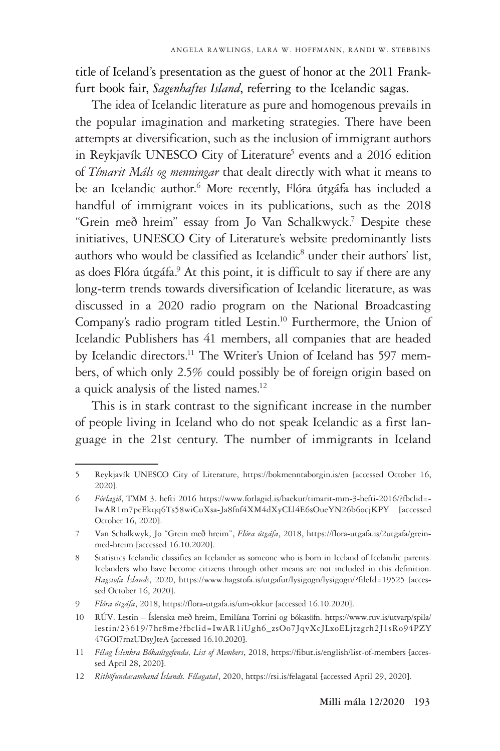title of Iceland's presentation as the guest of honor at the 2011 Frankfurt book fair, *Sagenhaftes Island*, referring to the Icelandic sagas.

The idea of Icelandic literature as pure and homogenous prevails in the popular imagination and marketing strategies. There have been attempts at diversification, such as the inclusion of immigrant authors in Reykjavík UNESCO City of Literature[5] events and a 2016 edition of *Tímarit Máls og menningar* that dealt directly with what it means to be an Icelandic author.[6] More recently, Flóra útgáfa has included a handful of immigrant voices in its publications, such as the 2018 "Grein með hreim" essay from Jo Van Schalkwyck.[7] Despite these initiatives, UNESCO City of Literature's website predominantly lists authors who would be classified as Icelandic[8] under their authors' list, as does Flóra útgáfa.[9] At this point, it is difficult to say if there are any long-term trends towards diversification of Icelandic literature, as was discussed in a 2020 radio program on the National Broadcasting Company's radio program titled Lestin.[10] Furthermore, the Union of Icelandic Publishers has 41 members, all companies that are headed by Icelandic directors.[11] The Writer's Union of Iceland has 597 members, of which only 2.5% could possibly be of foreign origin based on a quick analysis of the listed names.[12]

This is in stark contrast to the significant increase in the number of people living in Iceland who do not speak Icelandic as a first language in the 21st century. The number of immigrants in Iceland

---

5 Reykjavík UNESCO City of Literature, https://bokmenntaborgin.is/en [accessed October 16, 2020].

6 *Fórlagið*, TMM 3. hefti 2016 https://www.forlagid.is/baekur/timarit-mm-3-hefti-2016/?fbclid=-IwAR1m7peEkqq6Ts58wiCuXsa-Ja8fnf4XM4dXyCLl4E6sOueYN26b6ocjKPY [accessed October 16, 2020].

7 Van Schalkwyk, Jo "Grein með hreim", *Flóra útgáfa*, 2018, https://flora-utgafa.is/2utgafa/grein-med-hreim [accessed 16.10.2020].

8 Statistics Icelandic classifies an Icelander as someone who is born in Iceland of Icelandic parents. Icelanders who have become citizens through other means are not included in this definition. *Hagstofa Íslands*, 2020, https://www.hagstofa.is/utgafur/lysigogn/lysigogn/?fileId=19525 [accessed October 16, 2020].

9 *Flóra útgáfa*, 2018, https://flora-utgafa.is/um-okkur [accessed 16.10.2020].

10 RÚV. Lestin – Íslenska með hreim, Emilíana Torrini og bókasöfn. https://www.ruv.is/utvarp/spila/lestin/23619/7hr8me?fbclid=IwAR1iUgh6_zsOo7JqvXcJLxoELjtzgrh2J1sRo94PZY47GOl7rnzUDsyJteA [accessed 16.10.2020].

11 *Félag Íslenkra Bókaútgefenda, List of Members*, 2018, https://fibut.is/english/list-of-members [accessed April 28, 2020].

12 *Rithöfundasamband Íslands. Félagatal*, 2020, https://rsi.is/felagatal [accessed April 29, 2020].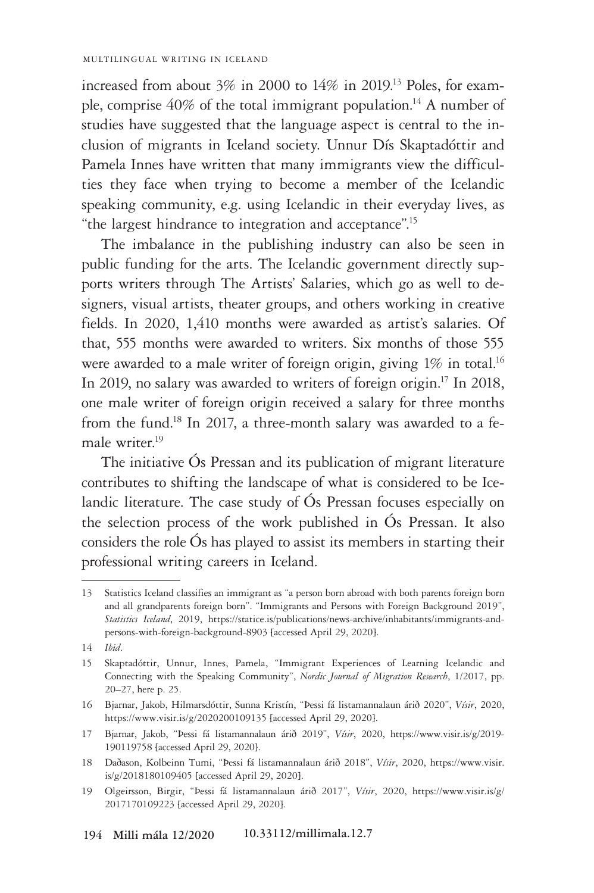increased from about 3% in 2000 to 14% in 2019.[13] Poles, for example, comprise 40% of the total immigrant population.[14] A number of studies have suggested that the language aspect is central to the inclusion of migrants in Iceland society. Unnur Dís Skaptadóttir and Pamela Innes have written that many immigrants view the difficulties they face when trying to become a member of the Icelandic speaking community, e.g. using Icelandic in their everyday lives, as "the largest hindrance to integration and acceptance".[15]

The imbalance in the publishing industry can also be seen in public funding for the arts. The Icelandic government directly supports writers through The Artists' Salaries, which go as well to designers, visual artists, theater groups, and others working in creative fields. In 2020, 1,410 months were awarded as artist's salaries. Of that, 555 months were awarded to writers. Six months of those 555 were awarded to a male writer of foreign origin, giving 1% in total.[16] In 2019, no salary was awarded to writers of foreign origin.[17] In 2018, one male writer of foreign origin received a salary for three months from the fund.[18] In 2017, a three-month salary was awarded to a female writer.[19]

The initiative Ós Pressan and its publication of migrant literature contributes to shifting the landscape of what is considered to be Icelandic literature. The case study of Ós Pressan focuses especially on the selection process of the work published in Ós Pressan. It also considers the role Ós has played to assist its members in starting their professional writing careers in Iceland.

---

13 Statistics Iceland classifies an immigrant as "a person born abroad with both parents foreign born and all grandparents foreign born". "Immigrants and Persons with Foreign Background 2019", *Statistics Iceland*, 2019, https://statice.is/publications/news-archive/inhabitants/immigrants-and-persons-with-foreign-background-8903 [accessed April 29, 2020].

14 *Ibid*.

15 Skaptadóttir, Unnur, Innes, Pamela, "Immigrant Experiences of Learning Icelandic and Connecting with the Speaking Community", *Nordic Journal of Migration Research*, 1/2017, pp. 20–27, here p. 25.

16 Bjarnar, Jakob, Hilmarsdóttir, Sunna Kristín, "Þessi fá listamannalaun árið 2020", *Vísir*, 2020, https://www.visir.is/g/2020200109135 [accessed April 29, 2020].

17 Bjarnar, Jakob, "Þessi fá listamannalaun árið 2019", *Vísir*, 2020, https://www.visir.is/g/2019-190119758 [accessed April 29, 2020].

18 Daðason, Kolbeinn Tumi, "Þessi fá listamannalaun árið 2018", *Vísir*, 2020, https://www.visir.is/g/2018180109405 [accessed April 29, 2020].

19 Olgeirsson, Birgir, "Þessi fá listamannalaun árið 2017", *Vísir*, 2020, https://www.visir.is/g/2017170109223 [accessed April 29, 2020].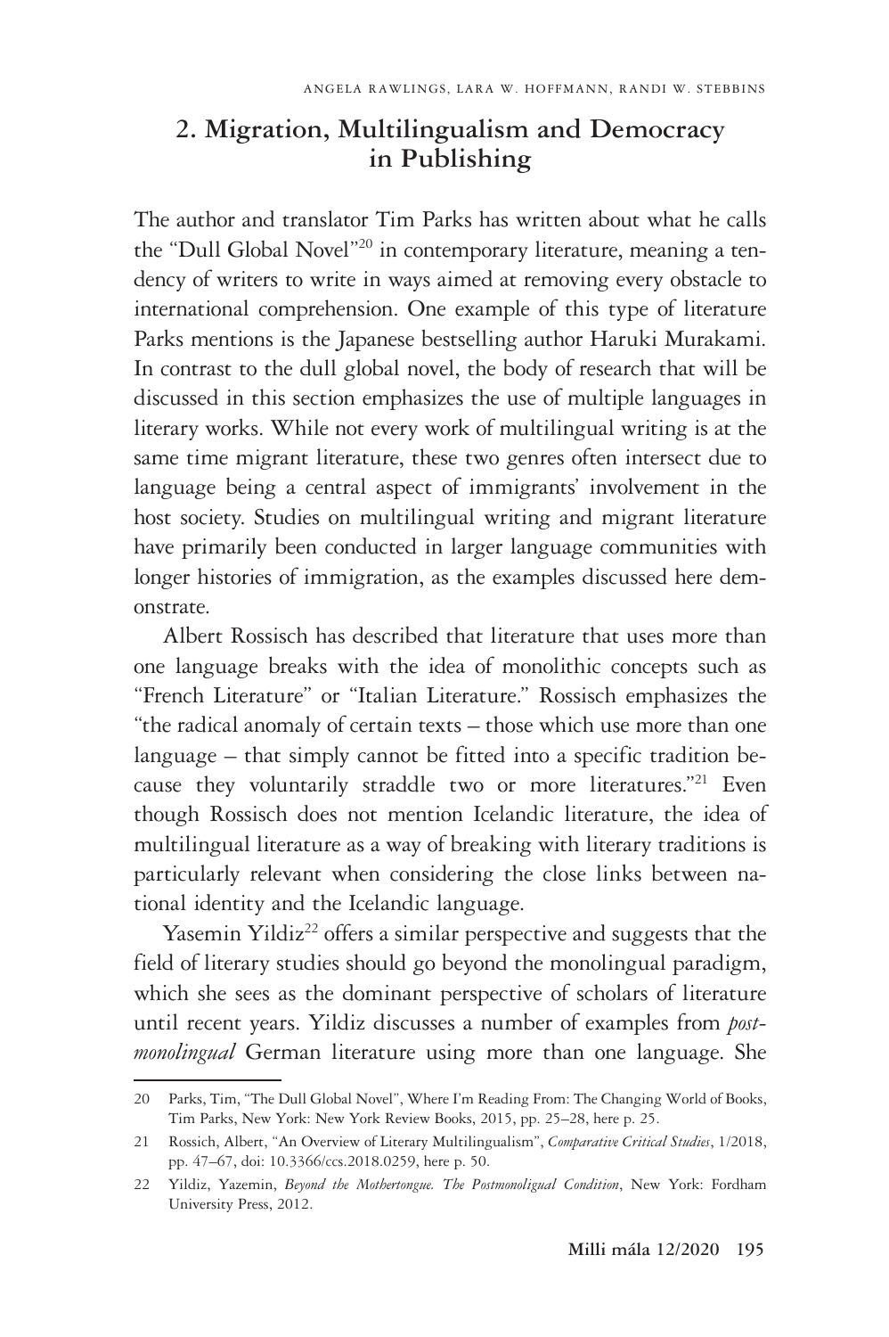## 2. Migration, Multilingualism and Democracy in Publishing

The author and translator Tim Parks has written about what he calls the "Dull Global Novel"[20] in contemporary literature, meaning a tendency of writers to write in ways aimed at removing every obstacle to international comprehension. One example of this type of literature Parks mentions is the Japanese bestselling author Haruki Murakami. In contrast to the dull global novel, the body of research that will be discussed in this section emphasizes the use of multiple languages in literary works. While not every work of multilingual writing is at the same time migrant literature, these two genres often intersect due to language being a central aspect of immigrants' involvement in the host society. Studies on multilingual writing and migrant literature have primarily been conducted in larger language communities with longer histories of immigration, as the examples discussed here demonstrate.

Albert Rossisch has described that literature that uses more than one language breaks with the idea of monolithic concepts such as "French Literature" or "Italian Literature." Rossisch emphasizes the "the radical anomaly of certain texts – those which use more than one language – that simply cannot be fitted into a specific tradition because they voluntarily straddle two or more literatures."[21] Even though Rossisch does not mention Icelandic literature, the idea of multilingual literature as a way of breaking with literary traditions is particularly relevant when considering the close links between national identity and the Icelandic language.

Yasemin Yildiz[22] offers a similar perspective and suggests that the field of literary studies should go beyond the monolingual paradigm, which she sees as the dominant perspective of scholars of literature until recent years. Yildiz discusses a number of examples from *post-monolingual* German literature using more than one language. She

---

20 Parks, Tim, "The Dull Global Novel", Where I'm Reading From: The Changing World of Books, Tim Parks, New York: New York Review Books, 2015, pp. 25–28, here p. 25.

21 Rossich, Albert, "An Overview of Literary Multilingualism", *Comparative Critical Studies*, 1/2018, pp. 47–67, doi: 10.3366/ccs.2018.0259, here p. 50.

22 Yildiz, Yazemin, *Beyond the Mothertongue. The Postmonoligual Condition*, New York: Fordham University Press, 2012.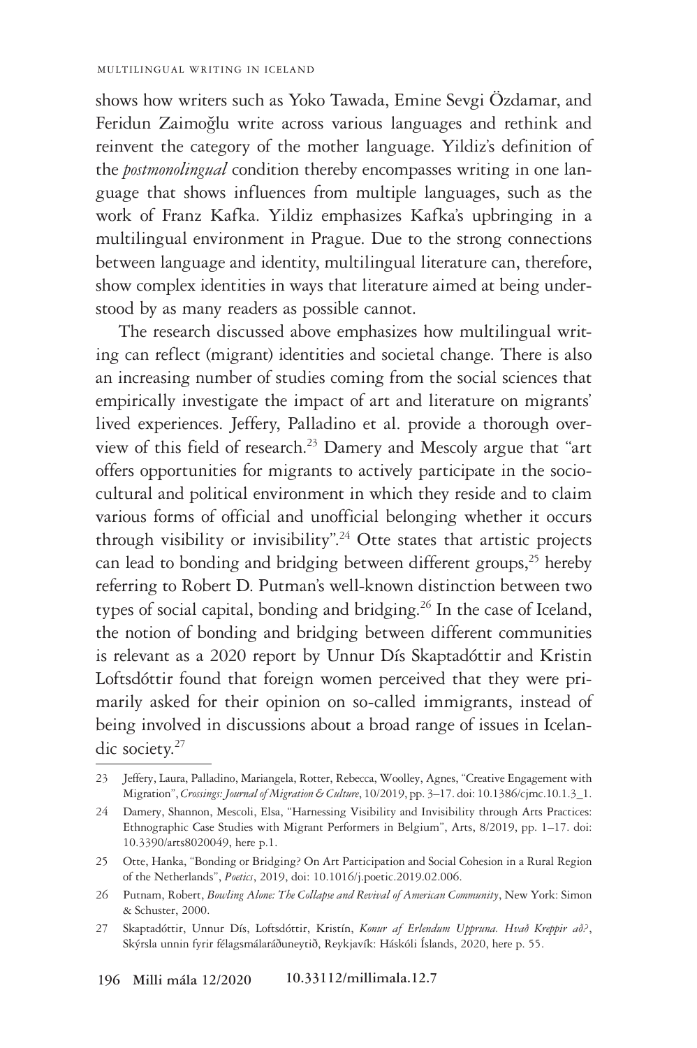shows how writers such as Yoko Tawada, Emine Sevgi Özdamar, and Feridun Zaimoğlu write across various languages and rethink and reinvent the category of the mother language. Yildiz's definition of the *postmonolingual* condition thereby encompasses writing in one language that shows influences from multiple languages, such as the work of Franz Kafka. Yildiz emphasizes Kafka's upbringing in a multilingual environment in Prague. Due to the strong connections between language and identity, multilingual literature can, therefore, show complex identities in ways that literature aimed at being understood by as many readers as possible cannot.

The research discussed above emphasizes how multilingual writing can reflect (migrant) identities and societal change. There is also an increasing number of studies coming from the social sciences that empirically investigate the impact of art and literature on migrants' lived experiences. Jeffery, Palladino et al. provide a thorough overview of this field of research.[23] Damery and Mescoly argue that "art offers opportunities for migrants to actively participate in the sociocultural and political environment in which they reside and to claim various forms of official and unofficial belonging whether it occurs through visibility or invisibility".[24] Otte states that artistic projects can lead to bonding and bridging between different groups,[25] hereby referring to Robert D. Putman's well-known distinction between two types of social capital, bonding and bridging.[26] In the case of Iceland, the notion of bonding and bridging between different communities is relevant as a 2020 report by Unnur Dís Skaptadóttir and Kristin Loftsdóttir found that foreign women perceived that they were primarily asked for their opinion on so-called immigrants, instead of being involved in discussions about a broad range of issues in Icelandic society.[27]

---

23 Jeffery, Laura, Palladino, Mariangela, Rotter, Rebecca, Woolley, Agnes, "Creative Engagement with Migration", *Crossings: Journal of Migration & Culture*, 10/2019, pp. 3–17. doi: 10.1386/cjmc.10.1.3_1.

24 Damery, Shannon, Mescoli, Elsa, "Harnessing Visibility and Invisibility through Arts Practices: Ethnographic Case Studies with Migrant Performers in Belgium", Arts, 8/2019, pp. 1–17. doi: 10.3390/arts8020049, here p.1.

25 Otte, Hanka, "Bonding or Bridging? On Art Participation and Social Cohesion in a Rural Region of the Netherlands", *Poetics*, 2019, doi: 10.1016/j.poetic.2019.02.006.

26 Putnam, Robert, *Bowling Alone: The Collapse and Revival of American Community*, New York: Simon & Schuster, 2000.

27 Skaptadóttir, Unnur Dís, Loftsdóttir, Kristín, *Konur af Erlendum Uppruna. Hvað Kreppir að?*, Skýrsla unnin fyrir félagsmálaráðuneytið, Reykjavík: Háskóli Íslands, 2020, here p. 55.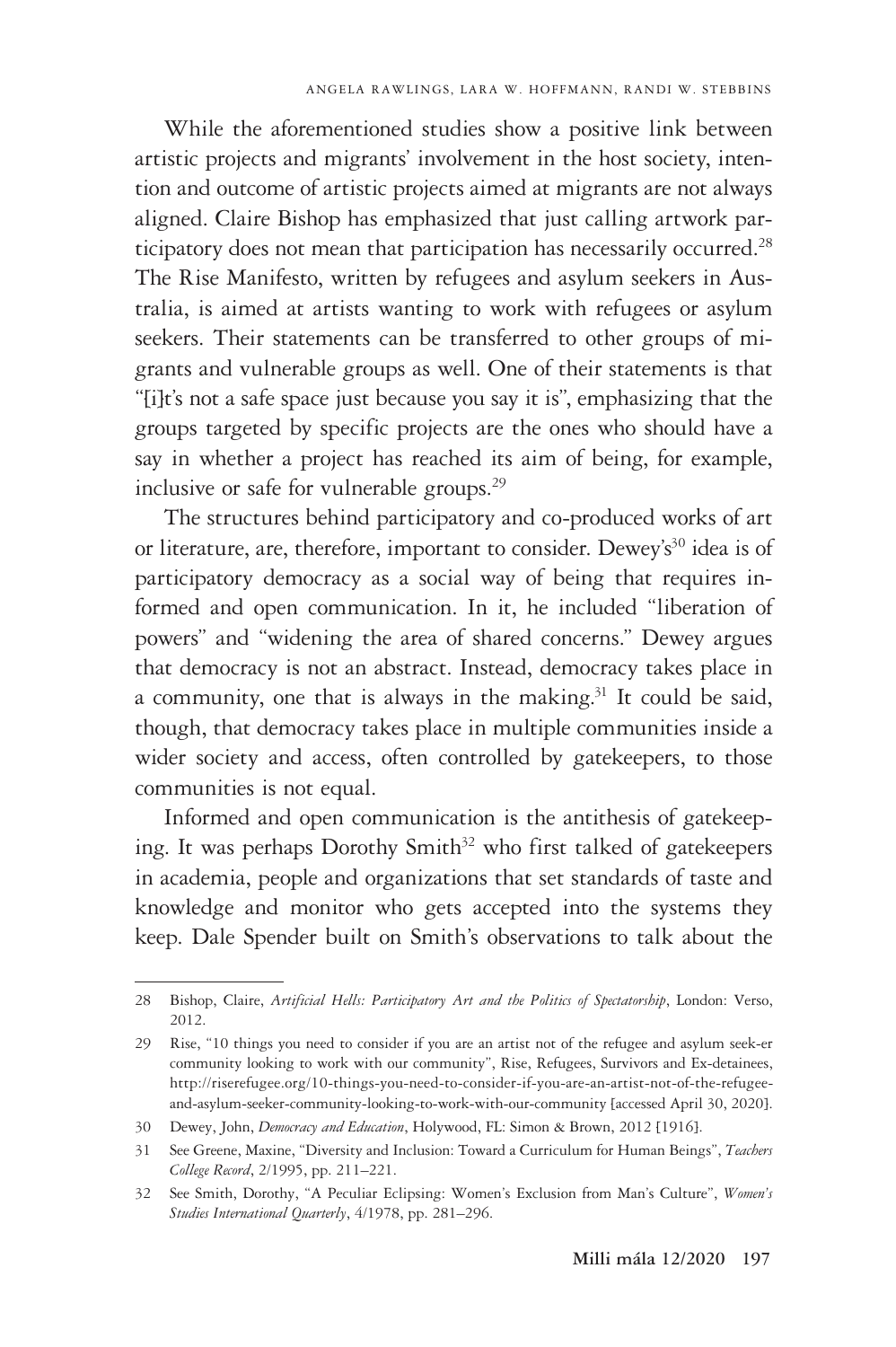While the aforementioned studies show a positive link between artistic projects and migrants' involvement in the host society, intention and outcome of artistic projects aimed at migrants are not always aligned. Claire Bishop has emphasized that just calling artwork participatory does not mean that participation has necessarily occurred.[28] The Rise Manifesto, written by refugees and asylum seekers in Australia, is aimed at artists wanting to work with refugees or asylum seekers. Their statements can be transferred to other groups of migrants and vulnerable groups as well. One of their statements is that "[i]t's not a safe space just because you say it is", emphasizing that the groups targeted by specific projects are the ones who should have a say in whether a project has reached its aim of being, for example, inclusive or safe for vulnerable groups.[29]

The structures behind participatory and co-produced works of art or literature, are, therefore, important to consider. Dewey's[30] idea is of participatory democracy as a social way of being that requires informed and open communication. In it, he included "liberation of powers" and "widening the area of shared concerns." Dewey argues that democracy is not an abstract. Instead, democracy takes place in a community, one that is always in the making.[31] It could be said, though, that democracy takes place in multiple communities inside a wider society and access, often controlled by gatekeepers, to those communities is not equal.

Informed and open communication is the antithesis of gatekeeping. It was perhaps Dorothy Smith[32] who first talked of gatekeepers in academia, people and organizations that set standards of taste and knowledge and monitor who gets accepted into the systems they keep. Dale Spender built on Smith's observations to talk about the

---

28 Bishop, Claire, *Artificial Hells: Participatory Art and the Politics of Spectatorship*, London: Verso, 2012.

29 Rise, "10 things you need to consider if you are an artist not of the refugee and asylum seek-er community looking to work with our community", Rise, Refugees, Survivors and Ex-detainees, http://riserefugee.org/10-things-you-need-to-consider-if-you-are-an-artist-not-of-the-refugee-and-asylum-seeker-community-looking-to-work-with-our-community [accessed April 30, 2020].

30 Dewey, John, *Democracy and Education*, Holywood, FL: Simon & Brown, 2012 [1916].

31 See Greene, Maxine, "Diversity and Inclusion: Toward a Curriculum for Human Beings", *Teachers College Record*, 2/1995, pp. 211–221.

32 See Smith, Dorothy, "A Peculiar Eclipsing: Women's Exclusion from Man's Culture", *Women's Studies International Quarterly*, 4/1978, pp. 281–296.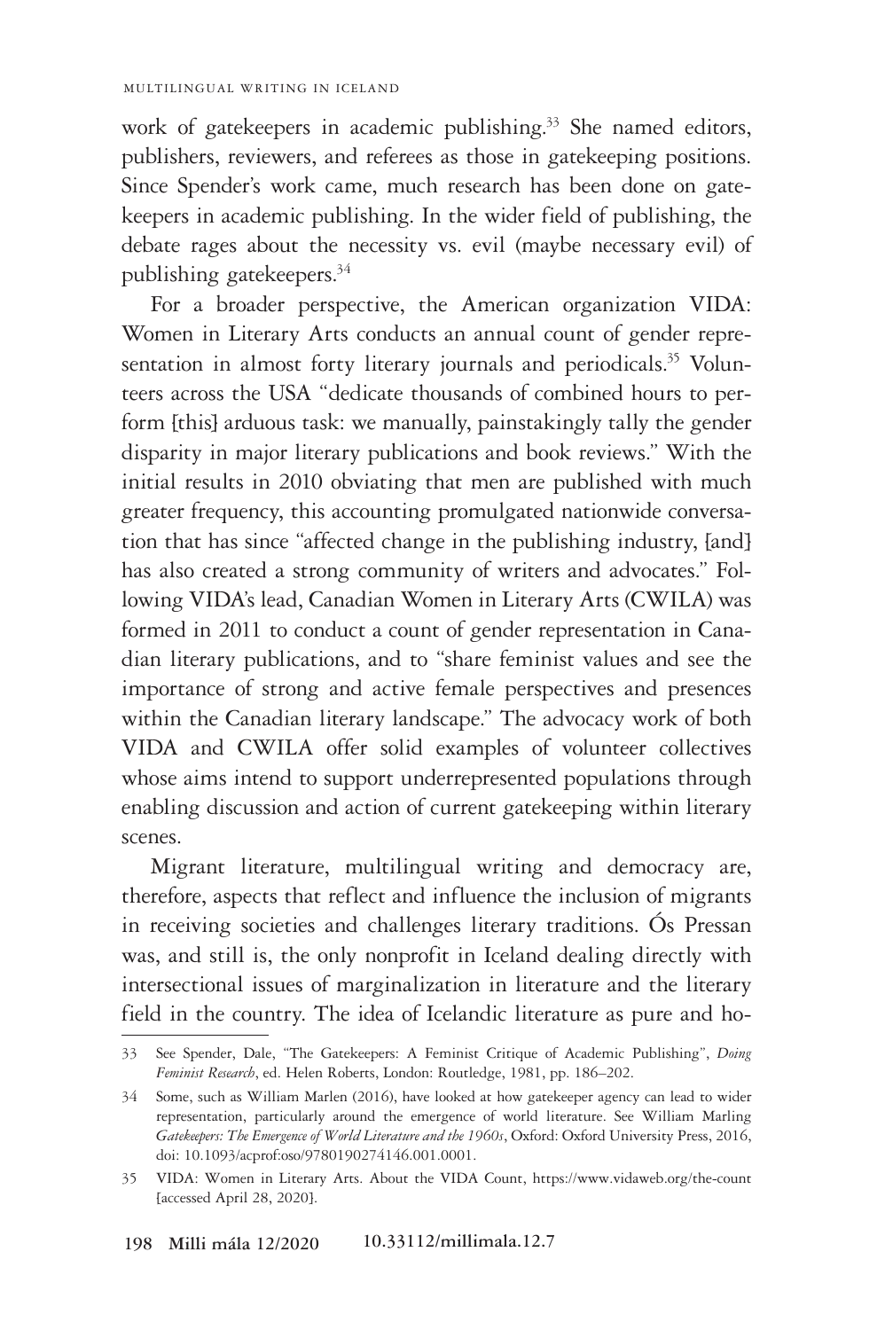work of gatekeepers in academic publishing.[33] She named editors, publishers, reviewers, and referees as those in gatekeeping positions. Since Spender's work came, much research has been done on gatekeepers in academic publishing. In the wider field of publishing, the debate rages about the necessity vs. evil (maybe necessary evil) of publishing gatekeepers.[34]

For a broader perspective, the American organization VIDA: Women in Literary Arts conducts an annual count of gender representation in almost forty literary journals and periodicals.[35] Volunteers across the USA "dedicate thousands of combined hours to perform [this] arduous task: we manually, painstakingly tally the gender disparity in major literary publications and book reviews." With the initial results in 2010 obviating that men are published with much greater frequency, this accounting promulgated nationwide conversation that has since "affected change in the publishing industry, [and] has also created a strong community of writers and advocates." Following VIDA's lead, Canadian Women in Literary Arts (CWILA) was formed in 2011 to conduct a count of gender representation in Canadian literary publications, and to "share feminist values and see the importance of strong and active female perspectives and presences within the Canadian literary landscape." The advocacy work of both VIDA and CWILA offer solid examples of volunteer collectives whose aims intend to support underrepresented populations through enabling discussion and action of current gatekeeping within literary scenes.

Migrant literature, multilingual writing and democracy are, therefore, aspects that reflect and influence the inclusion of migrants in receiving societies and challenges literary traditions. Ós Pressan was, and still is, the only nonprofit in Iceland dealing directly with intersectional issues of marginalization in literature and the literary field in the country. The idea of Icelandic literature as pure and ho-

---

33 See Spender, Dale, "The Gatekeepers: A Feminist Critique of Academic Publishing", *Doing Feminist Research*, ed. Helen Roberts, London: Routledge, 1981, pp. 186–202.

34 Some, such as William Marlen (2016), have looked at how gatekeeper agency can lead to wider representation, particularly around the emergence of world literature. See William Marling *Gatekeepers: The Emergence of World Literature and the 1960s*, Oxford: Oxford University Press, 2016, doi: 10.1093/acprof:oso/9780190274146.001.0001.

35 VIDA: Women in Literary Arts. About the VIDA Count, https://www.vidaweb.org/the-count [accessed April 28, 2020].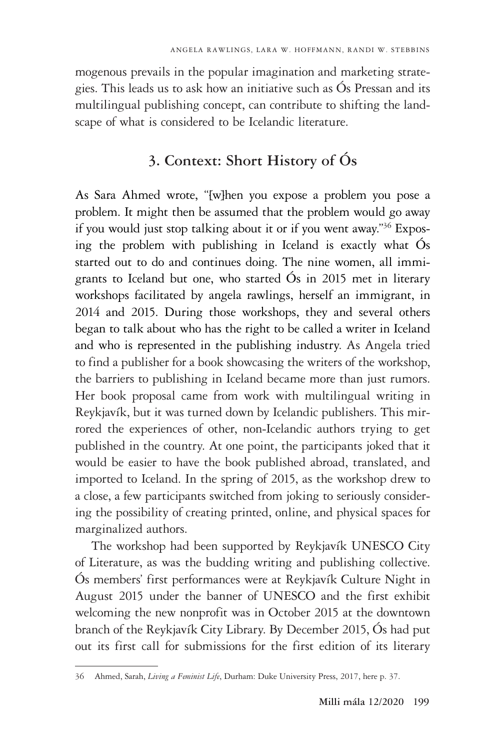mogenous prevails in the popular imagination and marketing strategies. This leads us to ask how an initiative such as Ós Pressan and its multilingual publishing concept, can contribute to shifting the landscape of what is considered to be Icelandic literature.

## 3. Context: Short History of Ós

As Sara Ahmed wrote, "[w]hen you expose a problem you pose a problem. It might then be assumed that the problem would go away if you would just stop talking about it or if you went away."[36] Exposing the problem with publishing in Iceland is exactly what Ós started out to do and continues doing. The nine women, all immigrants to Iceland but one, who started Ós in 2015 met in literary workshops facilitated by angela rawlings, herself an immigrant, in 2014 and 2015. During those workshops, they and several others began to talk about who has the right to be called a writer in Iceland and who is represented in the publishing industry. As Angela tried to find a publisher for a book showcasing the writers of the workshop, the barriers to publishing in Iceland became more than just rumors. Her book proposal came from work with multilingual writing in Reykjavík, but it was turned down by Icelandic publishers. This mirrored the experiences of other, non-Icelandic authors trying to get published in the country. At one point, the participants joked that it would be easier to have the book published abroad, translated, and imported to Iceland. In the spring of 2015, as the workshop drew to a close, a few participants switched from joking to seriously considering the possibility of creating printed, online, and physical spaces for marginalized authors.

The workshop had been supported by Reykjavík UNESCO City of Literature, as was the budding writing and publishing collective. Ós members' first performances were at Reykjavík Culture Night in August 2015 under the banner of UNESCO and the first exhibit welcoming the new nonprofit was in October 2015 at the downtown branch of the Reykjavík City Library. By December 2015, Ós had put out its first call for submissions for the first edition of its literary

---

36 Ahmed, Sarah, *Living a Feminist Life*, Durham: Duke University Press, 2017, here p. 37.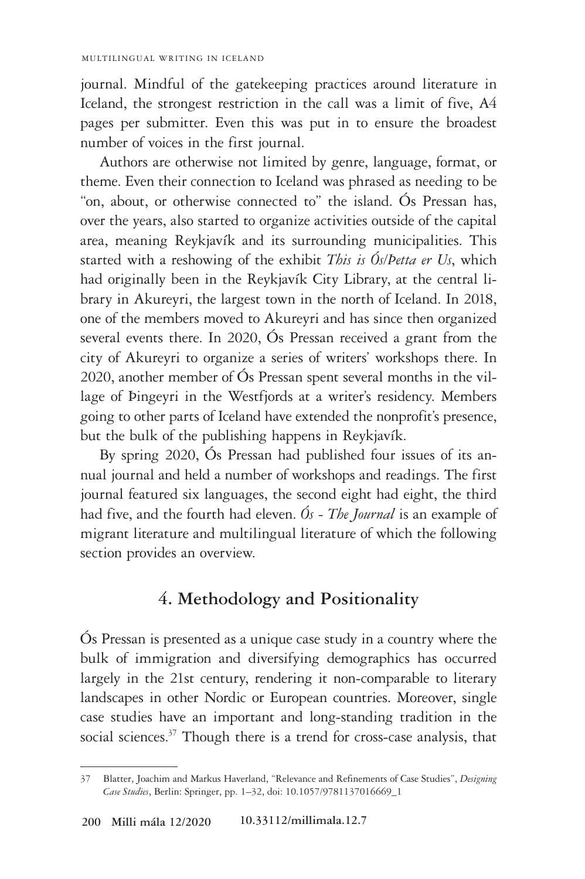journal. Mindful of the gatekeeping practices around literature in Iceland, the strongest restriction in the call was a limit of five, A4 pages per submitter. Even this was put in to ensure the broadest number of voices in the first journal.

Authors are otherwise not limited by genre, language, format, or theme. Even their connection to Iceland was phrased as needing to be "on, about, or otherwise connected to" the island. Ós Pressan has, over the years, also started to organize activities outside of the capital area, meaning Reykjavík and its surrounding municipalities. This started with a reshowing of the exhibit *This is Ós/Þetta er Us*, which had originally been in the Reykjavík City Library, at the central library in Akureyri, the largest town in the north of Iceland. In 2018, one of the members moved to Akureyri and has since then organized several events there. In 2020, Ós Pressan received a grant from the city of Akureyri to organize a series of writers' workshops there. In 2020, another member of Ós Pressan spent several months in the village of Þingeyri in the Westfjords at a writer's residency. Members going to other parts of Iceland have extended the nonprofit's presence, but the bulk of the publishing happens in Reykjavík.

By spring 2020, Ós Pressan had published four issues of its annual journal and held a number of workshops and readings. The first journal featured six languages, the second eight had eight, the third had five, and the fourth had eleven. *Ós - The Journal* is an example of migrant literature and multilingual literature of which the following section provides an overview.

## 4. Methodology and Positionality

Ós Pressan is presented as a unique case study in a country where the bulk of immigration and diversifying demographics has occurred largely in the 21st century, rendering it non-comparable to literary landscapes in other Nordic or European countries. Moreover, single case studies have an important and long-standing tradition in the social sciences.[37] Though there is a trend for cross-case analysis, that

---

37 Blatter, Joachim and Markus Haverland, "Relevance and Refinements of Case Studies", *Designing Case Studies*, Berlin: Springer, pp. 1–32, doi: 10.1057/9781137016669_1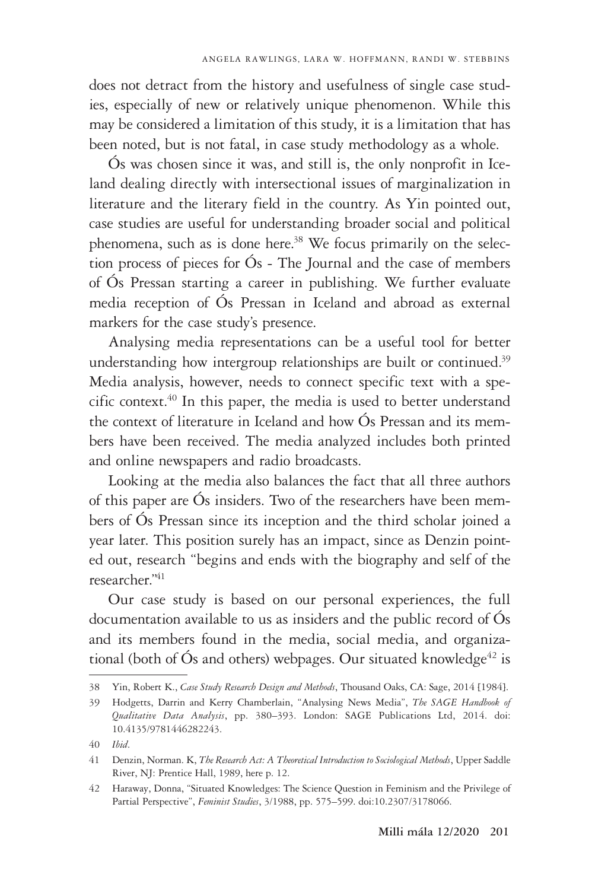does not detract from the history and usefulness of single case studies, especially of new or relatively unique phenomenon. While this may be considered a limitation of this study, it is a limitation that has been noted, but is not fatal, in case study methodology as a whole.

Ós was chosen since it was, and still is, the only nonprofit in Iceland dealing directly with intersectional issues of marginalization in literature and the literary field in the country. As Yin pointed out, case studies are useful for understanding broader social and political phenomena, such as is done here.[38] We focus primarily on the selection process of pieces for Ós - The Journal and the case of members of Ós Pressan starting a career in publishing. We further evaluate media reception of Ós Pressan in Iceland and abroad as external markers for the case study's presence.

Analysing media representations can be a useful tool for better understanding how intergroup relationships are built or continued.[39] Media analysis, however, needs to connect specific text with a specific context.[40] In this paper, the media is used to better understand the context of literature in Iceland and how Ós Pressan and its members have been received. The media analyzed includes both printed and online newspapers and radio broadcasts.

Looking at the media also balances the fact that all three authors of this paper are Ós insiders. Two of the researchers have been members of Ós Pressan since its inception and the third scholar joined a year later. This position surely has an impact, since as Denzin pointed out, research "begins and ends with the biography and self of the researcher."[41]

Our case study is based on our personal experiences, the full documentation available to us as insiders and the public record of Ós and its members found in the media, social media, and organizational (both of Ós and others) webpages. Our situated knowledge[42] is

---

38 Yin, Robert K., *Case Study Research Design and Methods*, Thousand Oaks, CA: Sage, 2014 [1984].

39 Hodgetts, Darrin and Kerry Chamberlain, "Analysing News Media", *The SAGE Handbook of Qualitative Data Analysis*, pp. 380–393. London: SAGE Publications Ltd, 2014. doi: 10.4135/9781446282243.

40 *Ibid*.

41 Denzin, Norman. K, *The Research Act: A Theoretical Introduction to Sociological Methods*, Upper Saddle River, NJ: Prentice Hall, 1989, here p. 12.

42 Haraway, Donna, "Situated Knowledges: The Science Question in Feminism and the Privilege of Partial Perspective", *Feminist Studies*, 3/1988, pp. 575–599. doi:10.2307/3178066.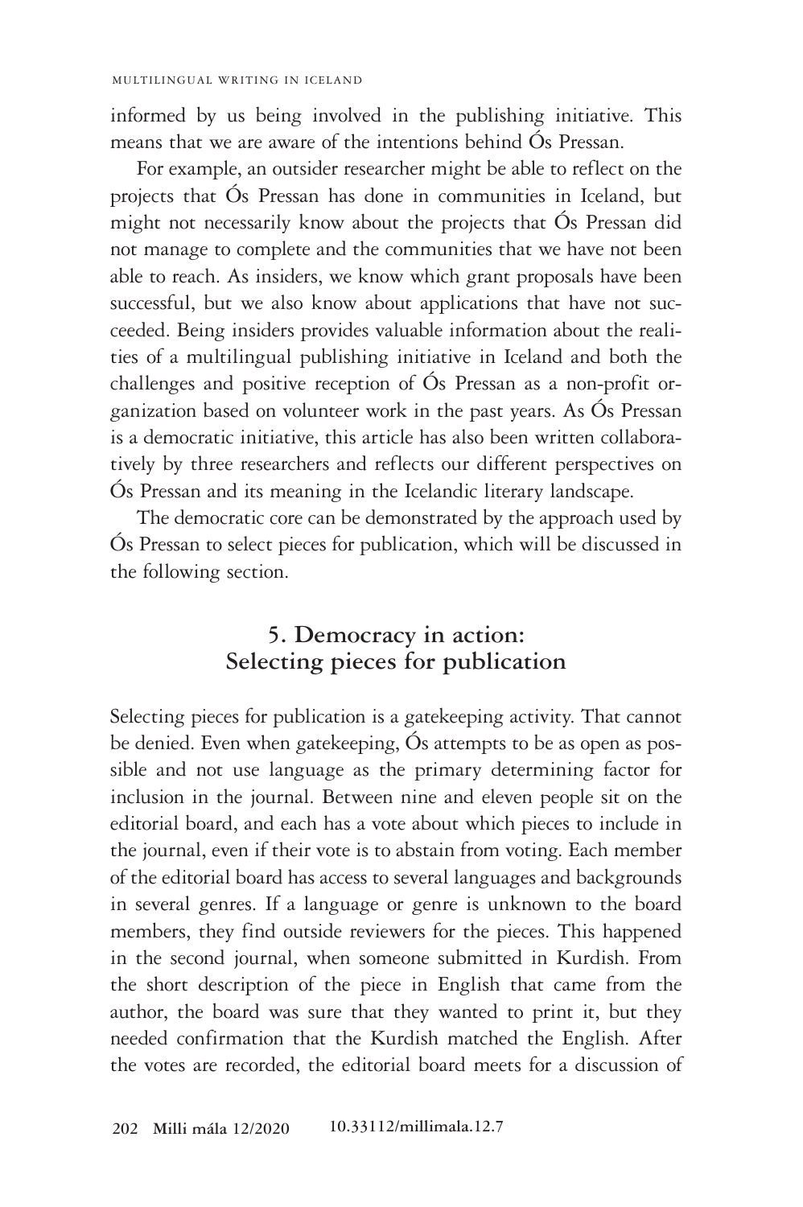informed by us being involved in the publishing initiative. This means that we are aware of the intentions behind Ós Pressan.

For example, an outsider researcher might be able to reflect on the projects that Ós Pressan has done in communities in Iceland, but might not necessarily know about the projects that Ós Pressan did not manage to complete and the communities that we have not been able to reach. As insiders, we know which grant proposals have been successful, but we also know about applications that have not succeeded. Being insiders provides valuable information about the realities of a multilingual publishing initiative in Iceland and both the challenges and positive reception of Ós Pressan as a non-profit organization based on volunteer work in the past years. As Ós Pressan is a democratic initiative, this article has also been written collaboratively by three researchers and reflects our different perspectives on Ós Pressan and its meaning in the Icelandic literary landscape.

The democratic core can be demonstrated by the approach used by Ós Pressan to select pieces for publication, which will be discussed in the following section.

## 5. Democracy in action: Selecting pieces for publication

Selecting pieces for publication is a gatekeeping activity. That cannot be denied. Even when gatekeeping, Ós attempts to be as open as possible and not use language as the primary determining factor for inclusion in the journal. Between nine and eleven people sit on the editorial board, and each has a vote about which pieces to include in the journal, even if their vote is to abstain from voting. Each member of the editorial board has access to several languages and backgrounds in several genres. If a language or genre is unknown to the board members, they find outside reviewers for the pieces. This happened in the second journal, when someone submitted in Kurdish. From the short description of the piece in English that came from the author, the board was sure that they wanted to print it, but they needed confirmation that the Kurdish matched the English. After the votes are recorded, the editorial board meets for a discussion of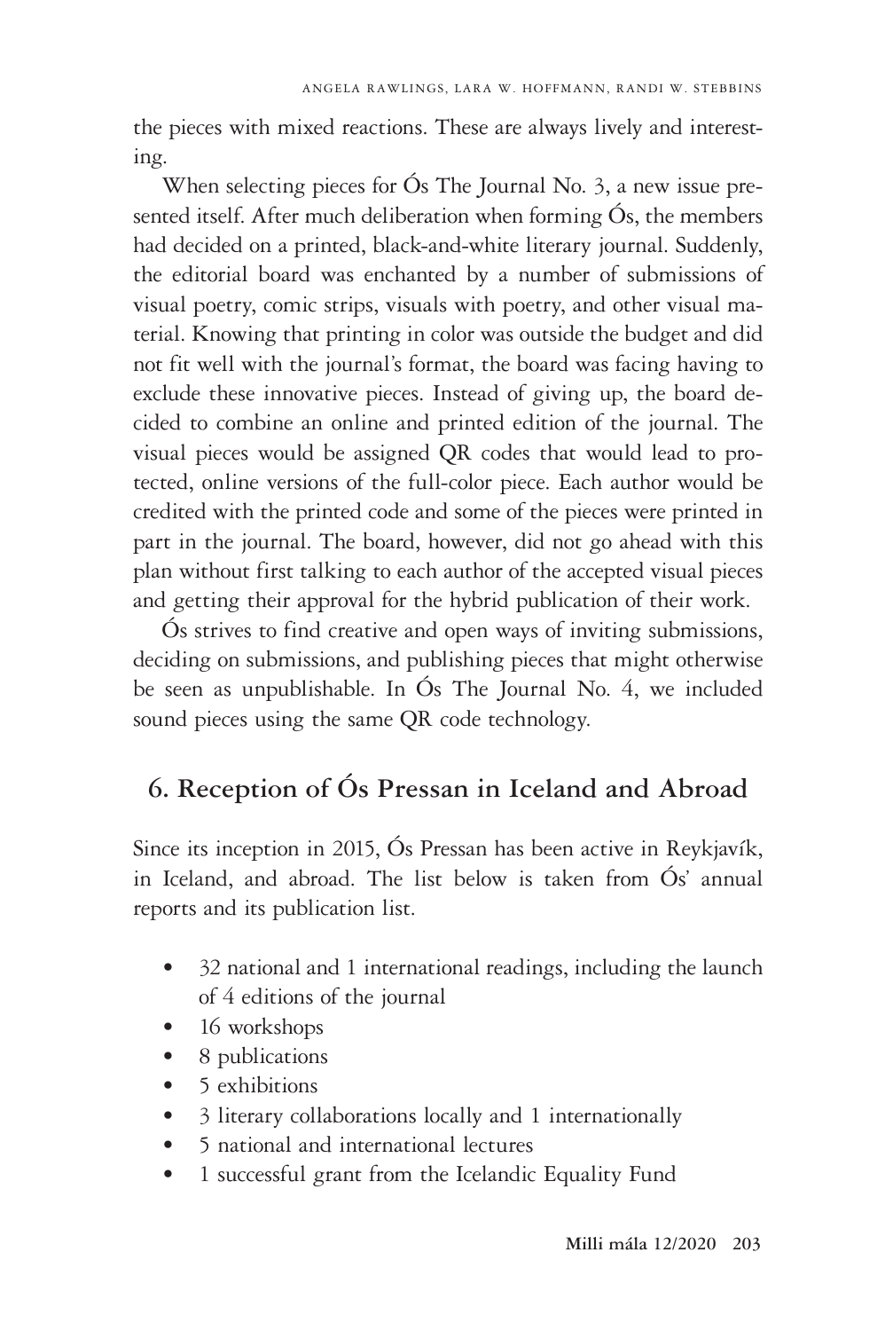the pieces with mixed reactions. These are always lively and interesting.

When selecting pieces for Ós The Journal No. 3, a new issue presented itself. After much deliberation when forming Ós, the members had decided on a printed, black-and-white literary journal. Suddenly, the editorial board was enchanted by a number of submissions of visual poetry, comic strips, visuals with poetry, and other visual material. Knowing that printing in color was outside the budget and did not fit well with the journal's format, the board was facing having to exclude these innovative pieces. Instead of giving up, the board decided to combine an online and printed edition of the journal. The visual pieces would be assigned QR codes that would lead to protected, online versions of the full-color piece. Each author would be credited with the printed code and some of the pieces were printed in part in the journal. The board, however, did not go ahead with this plan without first talking to each author of the accepted visual pieces and getting their approval for the hybrid publication of their work.

Ós strives to find creative and open ways of inviting submissions, deciding on submissions, and publishing pieces that might otherwise be seen as unpublishable. In Ós The Journal No. 4, we included sound pieces using the same QR code technology.

## 6. Reception of Ós Pressan in Iceland and Abroad

Since its inception in 2015, Ós Pressan has been active in Reykjavík, in Iceland, and abroad. The list below is taken from Ós' annual reports and its publication list.

- 32 national and 1 international readings, including the launch of 4 editions of the journal
- 16 workshops
- 8 publications
- 5 exhibitions
- 3 literary collaborations locally and 1 internationally
- 5 national and international lectures
- 1 successful grant from the Icelandic Equality Fund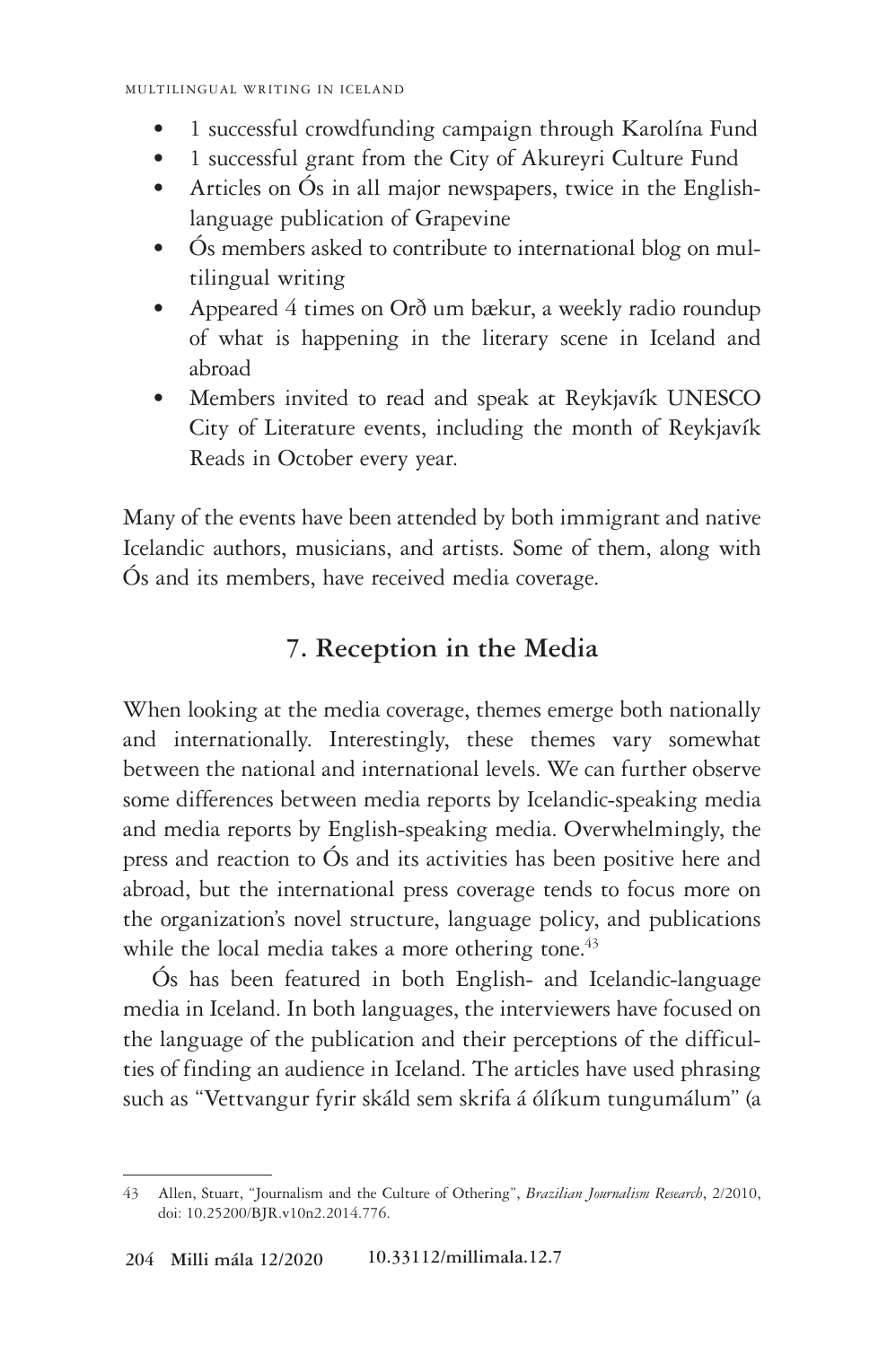- 1 successful crowdfunding campaign through Karolína Fund
- 1 successful grant from the City of Akureyri Culture Fund
- Articles on Ós in all major newspapers, twice in the English-language publication of Grapevine
- Ós members asked to contribute to international blog on multilingual writing
- Appeared 4 times on Orð um bækur, a weekly radio roundup of what is happening in the literary scene in Iceland and abroad
- Members invited to read and speak at Reykjavík UNESCO City of Literature events, including the month of Reykjavík Reads in October every year.

Many of the events have been attended by both immigrant and native Icelandic authors, musicians, and artists. Some of them, along with Ós and its members, have received media coverage.

## 7. Reception in the Media

When looking at the media coverage, themes emerge both nationally and internationally. Interestingly, these themes vary somewhat between the national and international levels. We can further observe some differences between media reports by Icelandic-speaking media and media reports by English-speaking media. Overwhelmingly, the press and reaction to Ós and its activities has been positive here and abroad, but the international press coverage tends to focus more on the organization's novel structure, language policy, and publications while the local media takes a more othering tone.[43]

Ós has been featured in both English- and Icelandic-language media in Iceland. In both languages, the interviewers have focused on the language of the publication and their perceptions of the difficulties of finding an audience in Iceland. The articles have used phrasing such as "Vettvangur fyrir skáld sem skrifa á ólíkum tungumálum" (a

---

43 Allen, Stuart, "Journalism and the Culture of Othering", *Brazilian Journalism Research*, 2/2010, doi: 10.25200/BJR.v10n2.2014.776.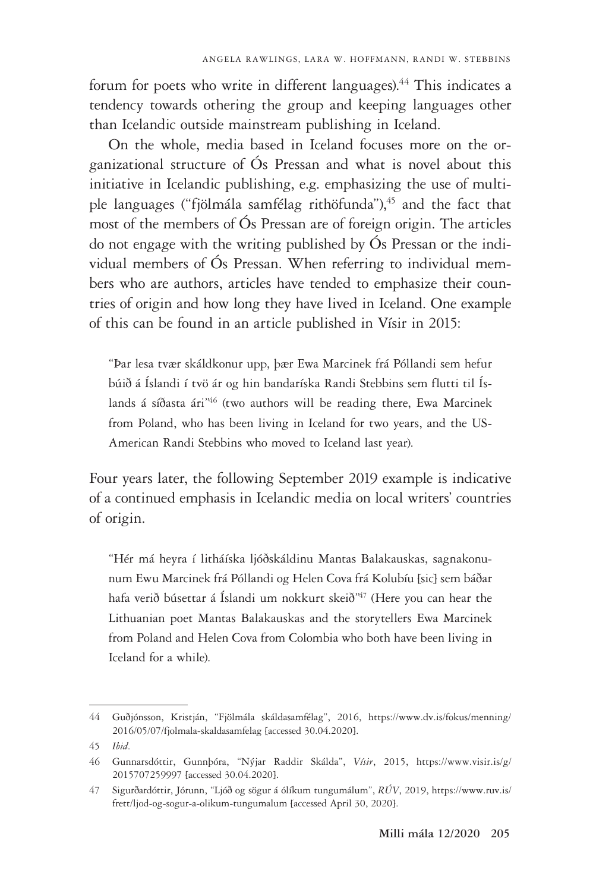forum for poets who write in different languages).[44] This indicates a tendency towards othering the group and keeping languages other than Icelandic outside mainstream publishing in Iceland.

On the whole, media based in Iceland focuses more on the organizational structure of Ós Pressan and what is novel about this initiative in Icelandic publishing, e.g. emphasizing the use of multiple languages ("fjölmála samfélag rithöfunda"),[45] and the fact that most of the members of Ós Pressan are of foreign origin. The articles do not engage with the writing published by Ós Pressan or the individual members of Ós Pressan. When referring to individual members who are authors, articles have tended to emphasize their countries of origin and how long they have lived in Iceland. One example of this can be found in an article published in Vísir in 2015:

> "Þar lesa tvær skáldkonur upp, þær Ewa Marcinek frá Póllandi sem hefur búið á Íslandi í tvö ár og hin bandaríska Randi Stebbins sem flutti til Íslands á síðasta ári"[46] (two authors will be reading there, Ewa Marcinek from Poland, who has been living in Iceland for two years, and the US-American Randi Stebbins who moved to Iceland last year).

Four years later, the following September 2019 example is indicative of a continued emphasis in Icelandic media on local writers' countries of origin.

> "Hér má heyra í litháíska ljóðskáldinu Mantas Balakauskas, sagnakonunum Ewu Marcinek frá Póllandi og Helen Cova frá Kolubíu [sic] sem báðar hafa verið búsettar á Íslandi um nokkurt skeið"[47] (Here you can hear the Lithuanian poet Mantas Balakauskas and the storytellers Ewa Marcinek from Poland and Helen Cova from Colombia who both have been living in Iceland for a while).

---

44 Guðjónsson, Kristján, "Fjölmála skáldasamfélag", 2016, https://www.dv.is/fokus/menning/2016/05/07/fjolmala-skaldasamfelag [accessed 30.04.2020].

45 *Ibid.*

46 Gunnarsdóttir, Gunnþóra, "Nýjar Raddir Skálda", *Vísir*, 2015, https://www.visir.is/g/2015707259997 [accessed 30.04.2020].

47 Sigurðardóttir, Jórunn, "Ljóð og sögur á ólíkum tungumálum", *RÚV*, 2019, https://www.ruv.is/frett/ljod-og-sogur-a-olikum-tungumalum [accessed April 30, 2020].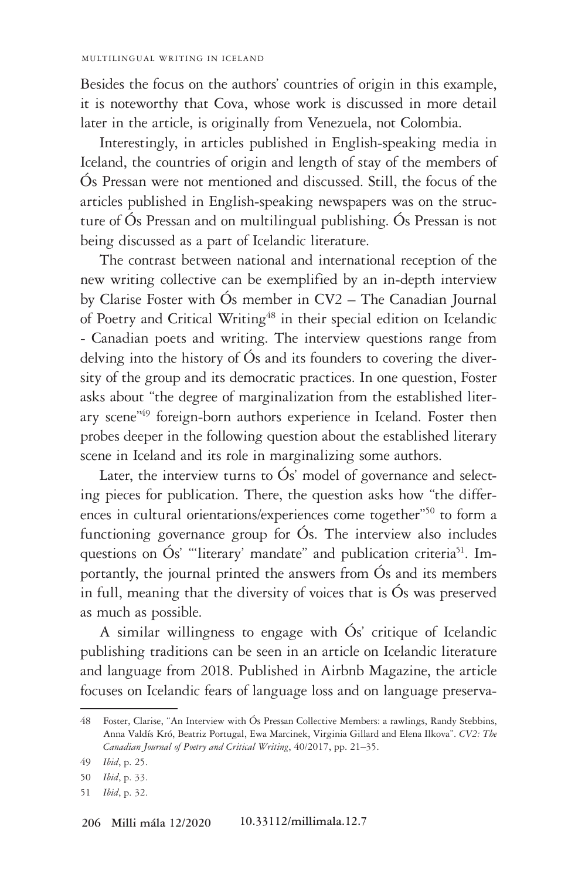Besides the focus on the authors' countries of origin in this example, it is noteworthy that Cova, whose work is discussed in more detail later in the article, is originally from Venezuela, not Colombia.

Interestingly, in articles published in English-speaking media in Iceland, the countries of origin and length of stay of the members of Ós Pressan were not mentioned and discussed. Still, the focus of the articles published in English-speaking newspapers was on the structure of Ós Pressan and on multilingual publishing. Ós Pressan is not being discussed as a part of Icelandic literature.

The contrast between national and international reception of the new writing collective can be exemplified by an in-depth interview by Clarise Foster with Ós member in CV2 – The Canadian Journal of Poetry and Critical Writing[48] in their special edition on Icelandic - Canadian poets and writing. The interview questions range from delving into the history of Ós and its founders to covering the diversity of the group and its democratic practices. In one question, Foster asks about "the degree of marginalization from the established literary scene"[49] foreign-born authors experience in Iceland. Foster then probes deeper in the following question about the established literary scene in Iceland and its role in marginalizing some authors.

Later, the interview turns to Ós' model of governance and selecting pieces for publication. There, the question asks how "the differences in cultural orientations/experiences come together"[50] to form a functioning governance group for Ós. The interview also includes questions on Ós' "'literary' mandate" and publication criteria[51]. Importantly, the journal printed the answers from Ós and its members in full, meaning that the diversity of voices that is Ós was preserved as much as possible.

A similar willingness to engage with Ós' critique of Icelandic publishing traditions can be seen in an article on Icelandic literature and language from 2018. Published in Airbnb Magazine, the article focuses on Icelandic fears of language loss and on language preserva-

---

48 Foster, Clarise, "An Interview with Ós Pressan Collective Members: a rawlings, Randy Stebbins, Anna Valdís Kró, Beatriz Portugal, Ewa Marcinek, Virginia Gillard and Elena Ilkova". *CV2: The Canadian Journal of Poetry and Critical Writing*, 40/2017, pp. 21–35.

49 *Ibid*, p. 25.

50 *Ibid*, p. 33.

51 *Ibid*, p. 32.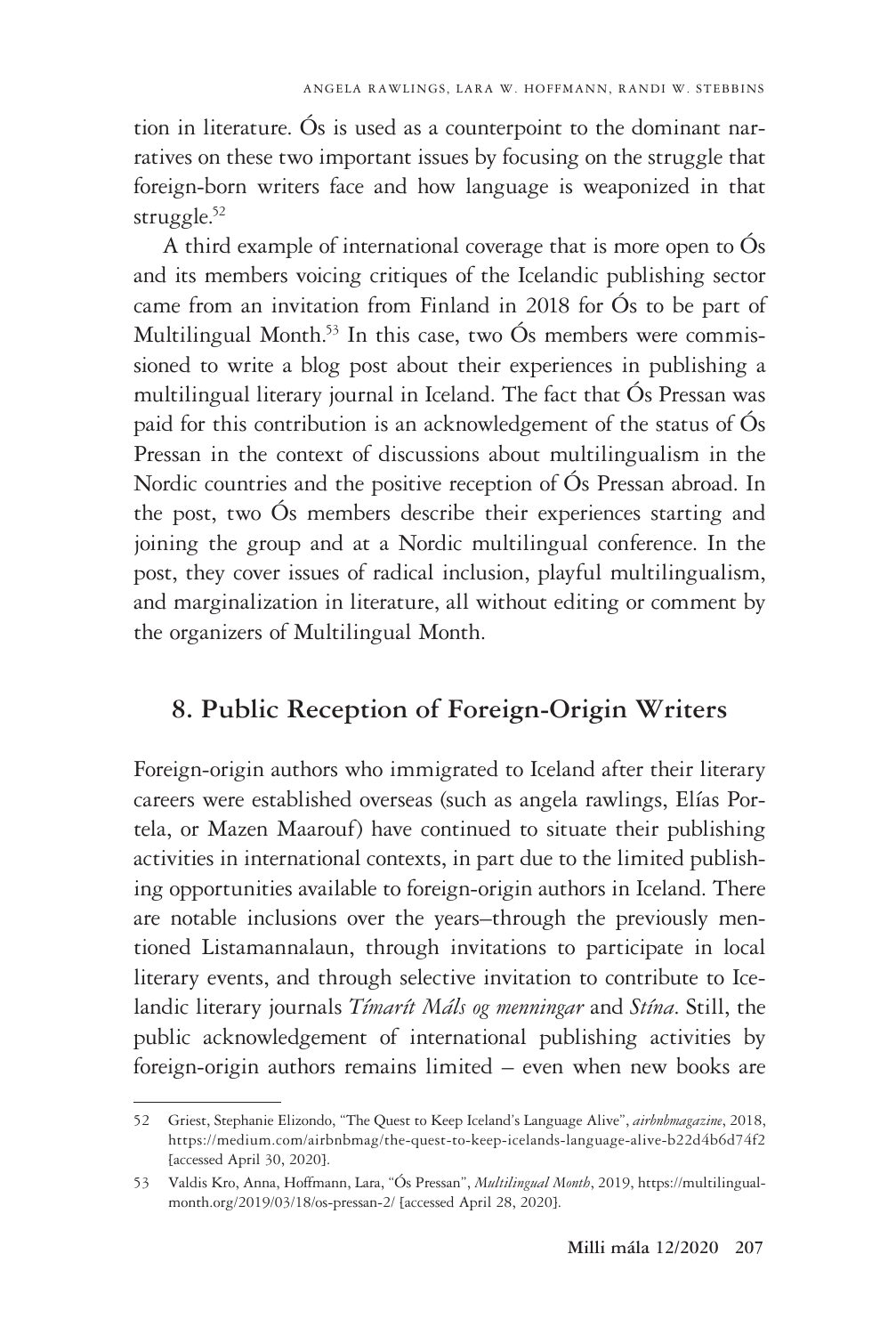tion in literature. Ós is used as a counterpoint to the dominant narratives on these two important issues by focusing on the struggle that foreign-born writers face and how language is weaponized in that struggle.[52]

A third example of international coverage that is more open to Ós and its members voicing critiques of the Icelandic publishing sector came from an invitation from Finland in 2018 for Ós to be part of Multilingual Month.[53] In this case, two Ós members were commissioned to write a blog post about their experiences in publishing a multilingual literary journal in Iceland. The fact that Ós Pressan was paid for this contribution is an acknowledgement of the status of Ós Pressan in the context of discussions about multilingualism in the Nordic countries and the positive reception of Ós Pressan abroad. In the post, two Ós members describe their experiences starting and joining the group and at a Nordic multilingual conference. In the post, they cover issues of radical inclusion, playful multilingualism, and marginalization in literature, all without editing or comment by the organizers of Multilingual Month.

## 8. Public Reception of Foreign-Origin Writers

Foreign-origin authors who immigrated to Iceland after their literary careers were established overseas (such as angela rawlings, Elías Portela, or Mazen Maarouf) have continued to situate their publishing activities in international contexts, in part due to the limited publishing opportunities available to foreign-origin authors in Iceland. There are notable inclusions over the years–through the previously mentioned Listamannalaun, through invitations to participate in local literary events, and through selective invitation to contribute to Icelandic literary journals *Tímarít Máls og menningar* and *Stína*. Still, the public acknowledgement of international publishing activities by foreign-origin authors remains limited – even when new books are

---

52 Griest, Stephanie Elizondo, "The Quest to Keep Iceland's Language Alive", *airbnbmagazine*, 2018, https://medium.com/airbnbmag/the-quest-to-keep-icelands-language-alive-b22d4b6d74f2 [accessed April 30, 2020].

53 Valdis Kro, Anna, Hoffmann, Lara, "Ós Pressan", *Multilingual Month*, 2019, https://multilingual-month.org/2019/03/18/os-pressan-2/ [accessed April 28, 2020].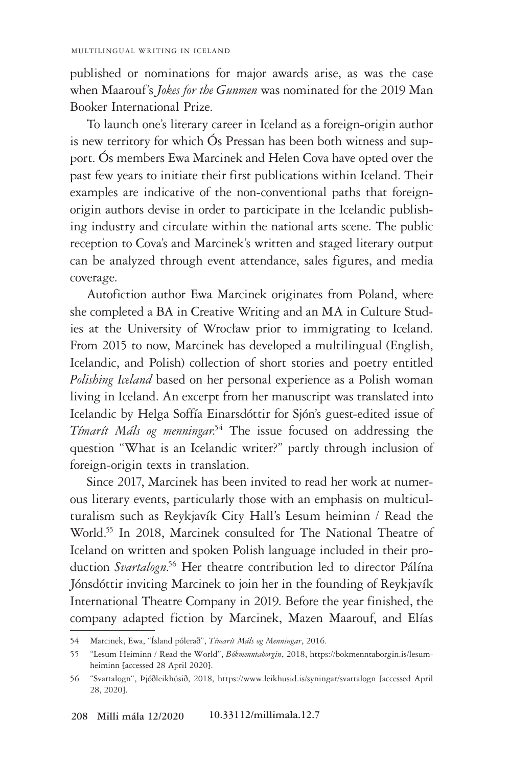published or nominations for major awards arise, as was the case when Maarouf's *Jokes for the Gunmen* was nominated for the 2019 Man Booker International Prize.

To launch one's literary career in Iceland as a foreign-origin author is new territory for which Ós Pressan has been both witness and support. Ós members Ewa Marcinek and Helen Cova have opted over the past few years to initiate their first publications within Iceland. Their examples are indicative of the non-conventional paths that foreign-origin authors devise in order to participate in the Icelandic publishing industry and circulate within the national arts scene. The public reception to Cova's and Marcinek's written and staged literary output can be analyzed through event attendance, sales figures, and media coverage.

Autofiction author Ewa Marcinek originates from Poland, where she completed a BA in Creative Writing and an MA in Culture Studies at the University of Wrocław prior to immigrating to Iceland. From 2015 to now, Marcinek has developed a multilingual (English, Icelandic, and Polish) collection of short stories and poetry entitled *Polishing Iceland* based on her personal experience as a Polish woman living in Iceland. An excerpt from her manuscript was translated into Icelandic by Helga Soffía Einarsdóttir for Sjón's guest-edited issue of *Tímarít Máls og menningar*.[54] The issue focused on addressing the question "What is an Icelandic writer?" partly through inclusion of foreign-origin texts in translation.

Since 2017, Marcinek has been invited to read her work at numerous literary events, particularly those with an emphasis on multiculturalism such as Reykjavík City Hall's Lesum heiminn / Read the World.[55] In 2018, Marcinek consulted for The National Theatre of Iceland on written and spoken Polish language included in their production *Svartalogn*.[56] Her theatre contribution led to director Pálína Jónsdóttir inviting Marcinek to join her in the founding of Reykjavík International Theatre Company in 2019. Before the year finished, the company adapted fiction by Marcinek, Mazen Maarouf, and Elías

54 Marcinek, Ewa, "Ísland pólerað", *Tímarít Máls og Menningar*, 2016.

55 "Lesum Heiminn / Read the World", *Bókmenntaborgin*, 2018, https://bokmenntaborgin.is/lesum-heiminn [accessed 28 April 2020].

56 "Svartalogn", Þjóðleikhúsið, 2018, https://www.leikhusid.is/syningar/svartalogn [accessed April 28, 2020].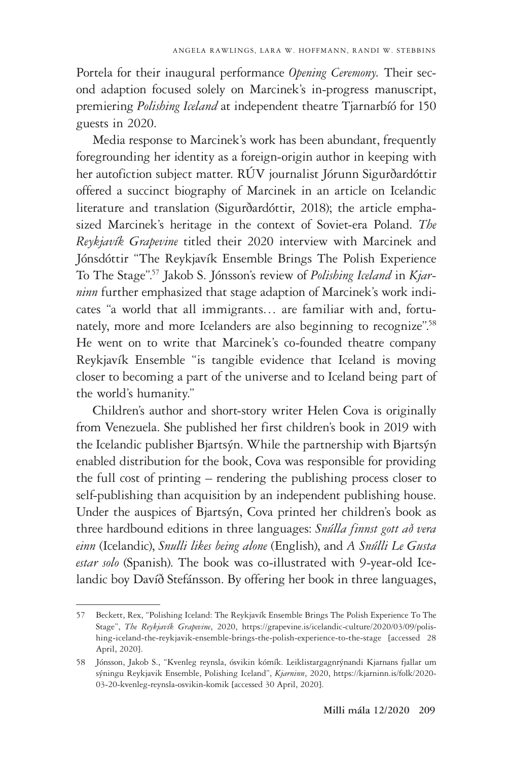Portela for their inaugural performance *Opening Ceremony.* Their second adaption focused solely on Marcinek's in-progress manuscript, premiering *Polishing Iceland* at independent theatre Tjarnarbíó for 150 guests in 2020.

Media response to Marcinek's work has been abundant, frequently foregrounding her identity as a foreign-origin author in keeping with her autofiction subject matter. RÚV journalist Jórunn Sigurðardóttir offered a succinct biography of Marcinek in an article on Icelandic literature and translation (Sigurðardóttir, 2018); the article emphasized Marcinek's heritage in the context of Soviet-era Poland. *The Reykjavík Grapevine* titled their 2020 interview with Marcinek and Jónsdóttir "The Reykjavík Ensemble Brings The Polish Experience To The Stage".[57] Jakob S. Jónsson's review of *Polishing Iceland* in *Kjarninn* further emphasized that stage adaption of Marcinek's work indicates "a world that all immigrants… are familiar with and, fortunately, more and more Icelanders are also beginning to recognize".[58] He went on to write that Marcinek's co-founded theatre company Reykjavík Ensemble "is tangible evidence that Iceland is moving closer to becoming a part of the universe and to Iceland being part of the world's humanity."

Children's author and short-story writer Helen Cova is originally from Venezuela. She published her first children's book in 2019 with the Icelandic publisher Bjartsýn. While the partnership with Bjartsýn enabled distribution for the book, Cova was responsible for providing the full cost of printing – rendering the publishing process closer to self-publishing than acquisition by an independent publishing house. Under the auspices of Bjartsýn, Cova printed her children's book as three hardbound editions in three languages: *Snúlla finnst gott að vera einn* (Icelandic), *Snulli likes being alone* (English), and *A Snúlli Le Gusta estar solo* (Spanish). The book was co-illustrated with 9-year-old Icelandic boy Davíð Stefánsson. By offering her book in three languages,

---

57 Beckett, Rex, "Polishing Iceland: The Reykjavík Ensemble Brings The Polish Experience To The Stage", *The Reykjavík Grapevine*, 2020, https://grapevine.is/icelandic-culture/2020/03/09/polishing-iceland-the-reykjavik-ensemble-brings-the-polish-experience-to-the-stage [accessed 28 April, 2020].

58 Jónsson, Jakob S., "Kvenleg reynsla, ósvikin kómík. Leiklistargagnrýnandi Kjarnans fjallar um sýningu Reykjavik Ensemble, Polishing Iceland", *Kjarninn*, 2020, https://kjarninn.is/folk/2020-03-20-kvenleg-reynsla-osvikin-komik [accessed 30 April, 2020].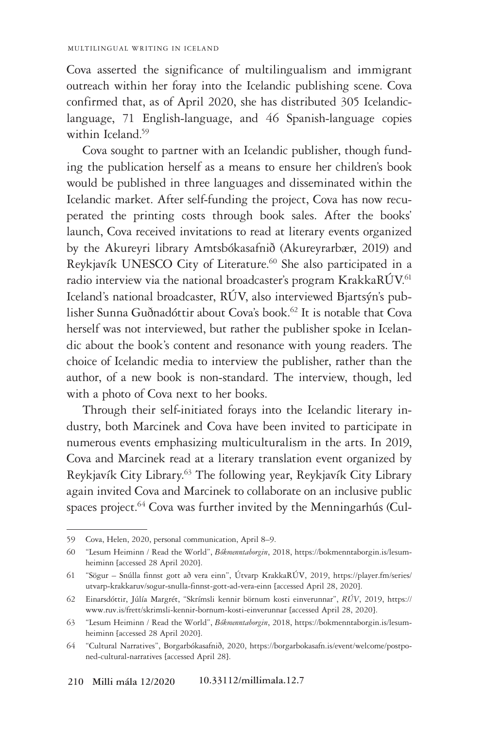Cova asserted the significance of multilingualism and immigrant outreach within her foray into the Icelandic publishing scene. Cova confirmed that, as of April 2020, she has distributed 305 Icelandic-language, 71 English-language, and 46 Spanish-language copies within Iceland.[59]

Cova sought to partner with an Icelandic publisher, though funding the publication herself as a means to ensure her children's book would be published in three languages and disseminated within the Icelandic market. After self-funding the project, Cova has now recuperated the printing costs through book sales. After the books' launch, Cova received invitations to read at literary events organized by the Akureyri library Amtsbókasafnið (Akureyrarbær, 2019) and Reykjavík UNESCO City of Literature.[60] She also participated in a radio interview via the national broadcaster's program KrakkaRÚV.[61] Iceland's national broadcaster, RÚV, also interviewed Bjartsýn's publisher Sunna Guðnadóttir about Cova's book.[62] It is notable that Cova herself was not interviewed, but rather the publisher spoke in Icelandic about the book's content and resonance with young readers. The choice of Icelandic media to interview the publisher, rather than the author, of a new book is non-standard. The interview, though, led with a photo of Cova next to her books.

Through their self-initiated forays into the Icelandic literary industry, both Marcinek and Cova have been invited to participate in numerous events emphasizing multiculturalism in the arts. In 2019, Cova and Marcinek read at a literary translation event organized by Reykjavík City Library.[63] The following year, Reykjavík City Library again invited Cova and Marcinek to collaborate on an inclusive public spaces project.[64] Cova was further invited by the Menningarhús (Cul-

---

59 Cova, Helen, 2020, personal communication, April 8–9.

60 "Lesum Heiminn / Read the World", *Bókmenntaborgin*, 2018, https://bokmenntaborgin.is/lesum-heiminn [accessed 28 April 2020].

61 "Sögur – Snúlla finnst gott að vera einn", Útvarp KrakkaRÚV, 2019, https://player.fm/series/utvarp-krakkaruv/sogur-snulla-finnst-gott-ad-vera-einn [accessed April 28, 2020].

62 Einarsdóttir, Júlía Margrét, "Skrímsli kennir börnum kosti einverunnar", *RÚV*, 2019, https://www.ruv.is/frett/skrimsli-kennir-bornum-kosti-einverunnar [accessed April 28, 2020].

63 "Lesum Heiminn / Read the World", *Bókmenntaborgin*, 2018, https://bokmenntaborgin.is/lesum-heiminn [accessed 28 April 2020].

64 "Cultural Narratives", Borgarbókasafnið, 2020, https://borgarbokasafn.is/event/welcome/postponed-cultural-narratives [accessed April 28].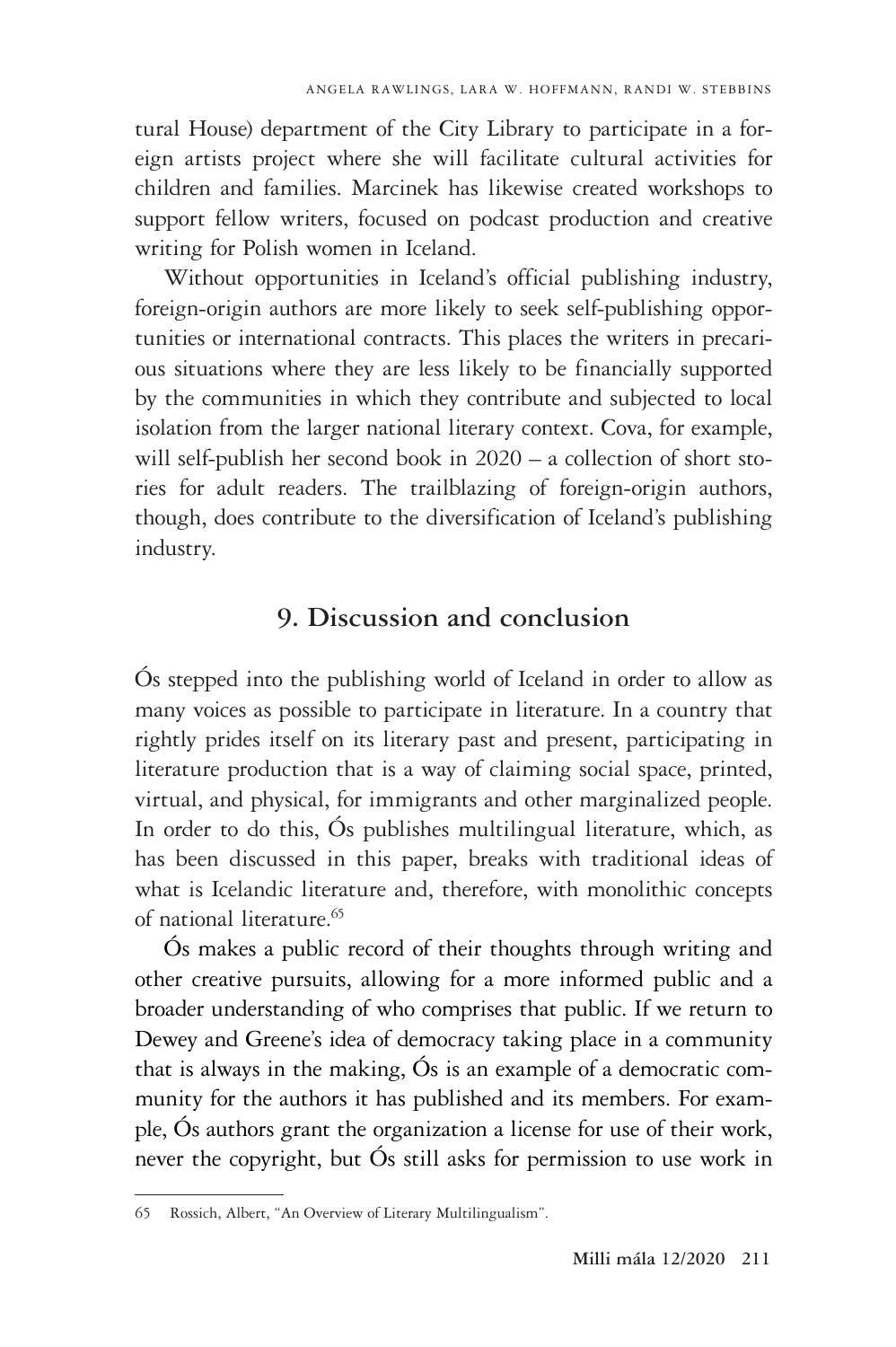tural House) department of the City Library to participate in a foreign artists project where she will facilitate cultural activities for children and families. Marcinek has likewise created workshops to support fellow writers, focused on podcast production and creative writing for Polish women in Iceland.

Without opportunities in Iceland's official publishing industry, foreign-origin authors are more likely to seek self-publishing opportunities or international contracts. This places the writers in precarious situations where they are less likely to be financially supported by the communities in which they contribute and subjected to local isolation from the larger national literary context. Cova, for example, will self-publish her second book in 2020 – a collection of short stories for adult readers. The trailblazing of foreign-origin authors, though, does contribute to the diversification of Iceland's publishing industry.

## 9. Discussion and conclusion

Ós stepped into the publishing world of Iceland in order to allow as many voices as possible to participate in literature. In a country that rightly prides itself on its literary past and present, participating in literature production that is a way of claiming social space, printed, virtual, and physical, for immigrants and other marginalized people. In order to do this, Ós publishes multilingual literature, which, as has been discussed in this paper, breaks with traditional ideas of what is Icelandic literature and, therefore, with monolithic concepts of national literature.[65]

Ós makes a public record of their thoughts through writing and other creative pursuits, allowing for a more informed public and a broader understanding of who comprises that public. If we return to Dewey and Greene's idea of democracy taking place in a community that is always in the making, Ós is an example of a democratic community for the authors it has published and its members. For example, Ós authors grant the organization a license for use of their work, never the copyright, but Ós still asks for permission to use work in

65 Rossich, Albert, "An Overview of Literary Multilingualism".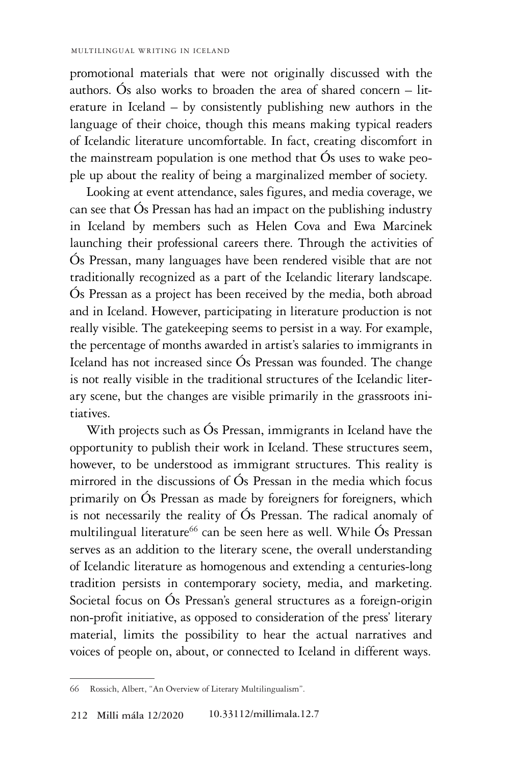promotional materials that were not originally discussed with the authors. Ós also works to broaden the area of shared concern – literature in Iceland – by consistently publishing new authors in the language of their choice, though this means making typical readers of Icelandic literature uncomfortable. In fact, creating discomfort in the mainstream population is one method that Ós uses to wake people up about the reality of being a marginalized member of society.

Looking at event attendance, sales figures, and media coverage, we can see that Ós Pressan has had an impact on the publishing industry in Iceland by members such as Helen Cova and Ewa Marcinek launching their professional careers there. Through the activities of Ós Pressan, many languages have been rendered visible that are not traditionally recognized as a part of the Icelandic literary landscape. Ós Pressan as a project has been received by the media, both abroad and in Iceland. However, participating in literature production is not really visible. The gatekeeping seems to persist in a way. For example, the percentage of months awarded in artist's salaries to immigrants in Iceland has not increased since Ós Pressan was founded. The change is not really visible in the traditional structures of the Icelandic literary scene, but the changes are visible primarily in the grassroots initiatives.

With projects such as Ós Pressan, immigrants in Iceland have the opportunity to publish their work in Iceland. These structures seem, however, to be understood as immigrant structures. This reality is mirrored in the discussions of Ós Pressan in the media which focus primarily on Ós Pressan as made by foreigners for foreigners, which is not necessarily the reality of Ós Pressan. The radical anomaly of multilingual literature[66] can be seen here as well. While Ós Pressan serves as an addition to the literary scene, the overall understanding of Icelandic literature as homogenous and extending a centuries-long tradition persists in contemporary society, media, and marketing. Societal focus on Ós Pressan's general structures as a foreign-origin non-profit initiative, as opposed to consideration of the press' literary material, limits the possibility to hear the actual narratives and voices of people on, about, or connected to Iceland in different ways.

---

66 Rossich, Albert, "An Overview of Literary Multilingualism".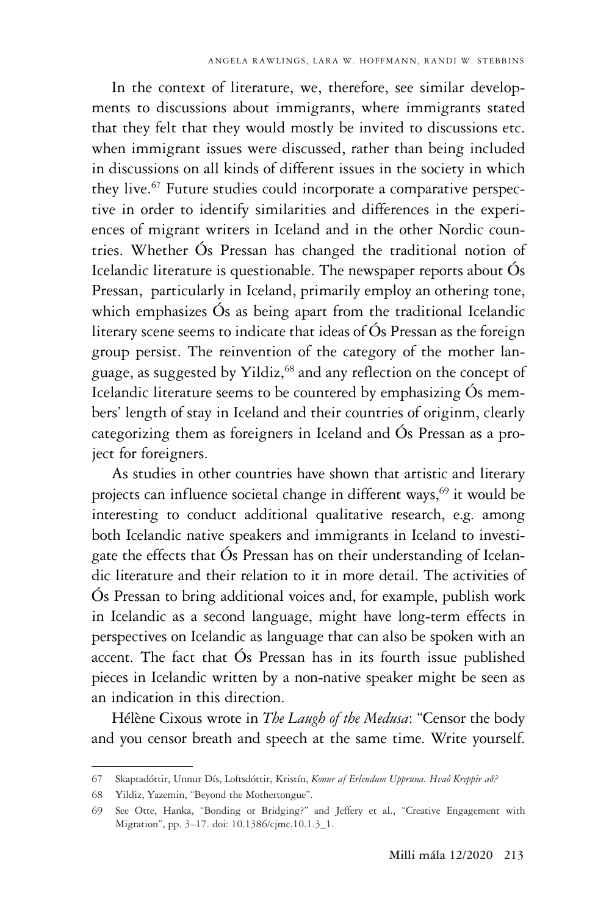In the context of literature, we, therefore, see similar developments to discussions about immigrants, where immigrants stated that they felt that they would mostly be invited to discussions etc. when immigrant issues were discussed, rather than being included in discussions on all kinds of different issues in the society in which they live.[67] Future studies could incorporate a comparative perspective in order to identify similarities and differences in the experiences of migrant writers in Iceland and in the other Nordic countries. Whether Ós Pressan has changed the traditional notion of Icelandic literature is questionable. The newspaper reports about Ós Pressan, particularly in Iceland, primarily employ an othering tone, which emphasizes Ós as being apart from the traditional Icelandic literary scene seems to indicate that ideas of Ós Pressan as the foreign group persist. The reinvention of the category of the mother language, as suggested by Yildiz,[68] and any reflection on the concept of Icelandic literature seems to be countered by emphasizing Ós members' length of stay in Iceland and their countries of originm, clearly categorizing them as foreigners in Iceland and Ós Pressan as a project for foreigners.

As studies in other countries have shown that artistic and literary projects can influence societal change in different ways,[69] it would be interesting to conduct additional qualitative research, e.g. among both Icelandic native speakers and immigrants in Iceland to investigate the effects that Ós Pressan has on their understanding of Icelandic literature and their relation to it in more detail. The activities of Ós Pressan to bring additional voices and, for example, publish work in Icelandic as a second language, might have long-term effects in perspectives on Icelandic as language that can also be spoken with an accent. The fact that Ós Pressan has in its fourth issue published pieces in Icelandic written by a non-native speaker might be seen as an indication in this direction.

Hélène Cixous wrote in *The Laugh of the Medusa*: "Censor the body and you censor breath and speech at the same time. Write yourself.

---

67 Skaptadóttir, Unnur Dís, Loftsdóttir, Kristín, *Konur af Erlendum Uppruna. Hvað Kreppir að?*

68 Yildiz, Yazemin, "Beyond the Mothertongue".

69 See Otte, Hanka, "Bonding or Bridging?" and Jeffery et al., "Creative Engagement with Migration", pp. 3–17. doi: 10.1386/cjmc.10.1.3_1.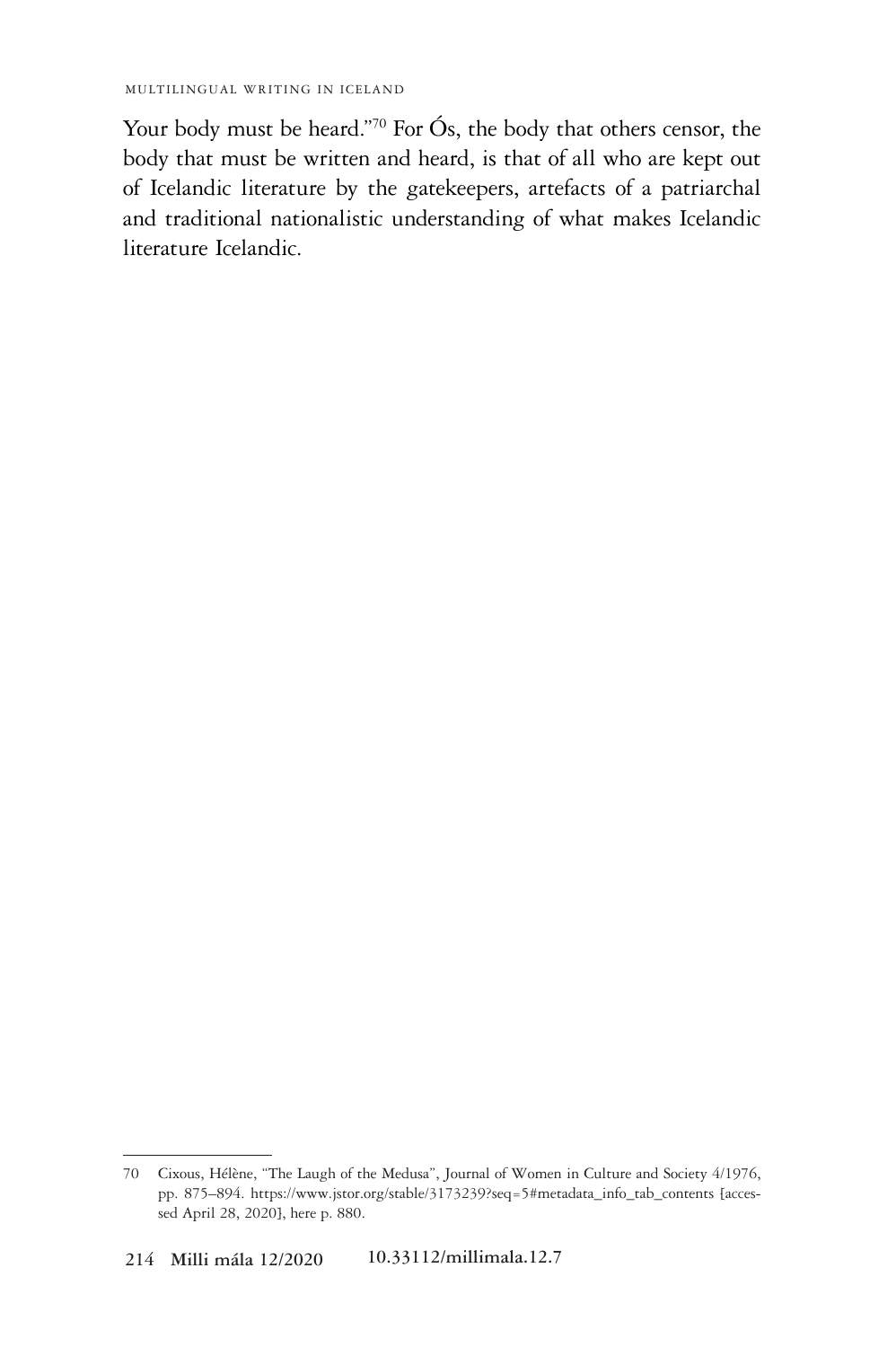Your body must be heard."[70] For Ós, the body that others censor, the body that must be written and heard, is that of all who are kept out of Icelandic literature by the gatekeepers, artefacts of a patriarchal and traditional nationalistic understanding of what makes Icelandic literature Icelandic.

---

70 Cixous, Hélène, "The Laugh of the Medusa", Journal of Women in Culture and Society 4/1976, pp. 875–894. https://www.jstor.org/stable/3173239?seq=5#metadata_info_tab_contents [accessed April 28, 2020], here p. 880.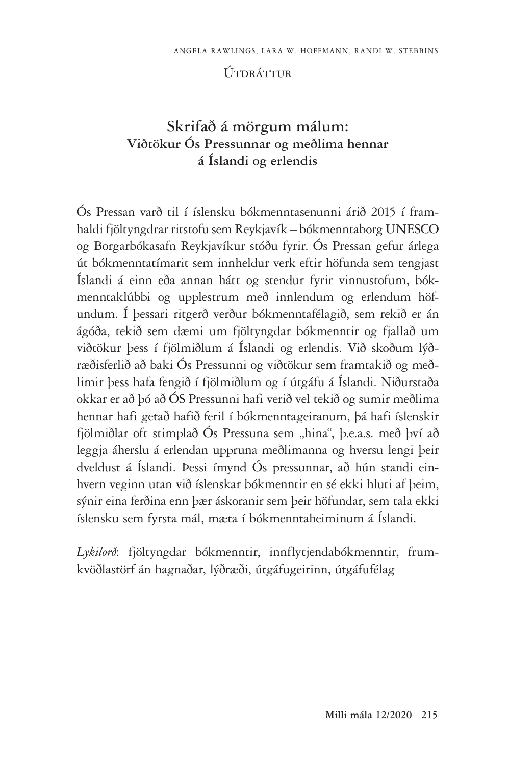## Útdráttur

# Skrifað á mörgum málum:
## Viðtökur Ós Pressunnar og meðlima hennar á Íslandi og erlendis

Ós Pressan varð til í íslensku bókmenntasenunni árið 2015 í framhaldi fjöltyngdrar ritstofu sem Reykjavík – bókmenntaborg UNESCO og Borgarbókasafn Reykjavíkur stóðu fyrir. Ós Pressan gefur árlega út bókmenntatímarit sem inniheldur verk eftir höfunda sem tengjast Íslandi á einn eða annan hátt og stendur fyrir vinnustofum, bókmenntaklúbbi og upplestrum með innlendum og erlendum höfundum. Í þessari ritgerð verður bókmenntafélagið, sem rekið er án ágóða, tekið sem dæmi um fjöltyngdar bókmenntir og fjallað um viðtökur þess í fjölmiðlum á Íslandi og erlendis. Við skoðum lýðræðisferlið að baki Ós Pressunni og viðtökur sem framtakið og meðlimir þess hafa fengið í fjölmiðlum og í útgáfu á Íslandi. Niðurstaða okkar er að þó að ÓS Pressunni hafi verið vel tekið og sumir meðlima hennar hafi getað hafið feril í bókmenntageiranum, þá hafi íslenskir fjölmiðlar oft stimplað Ós Pressuna sem „hina", þ.e.a.s. með því að leggja áherslu á erlendan uppruna meðlimanna og hversu lengi þeir dveldust á Íslandi. Þessi ímynd Ós pressunnar, að hún standi einhvern veginn utan við íslenskar bókmenntir en sé ekki hluti af þeim, sýnir eina ferðina enn þær áskoranir sem þeir höfundar, sem tala ekki íslensku sem fyrsta mál, mæta í bókmenntaheiminum á Íslandi.

*Lykilorð*: fjöltyngdar bókmenntir, innflytjendabókmenntir, frumkvöðlastörf án hagnaðar, lýðræði, útgáfugeirinn, útgáfufélag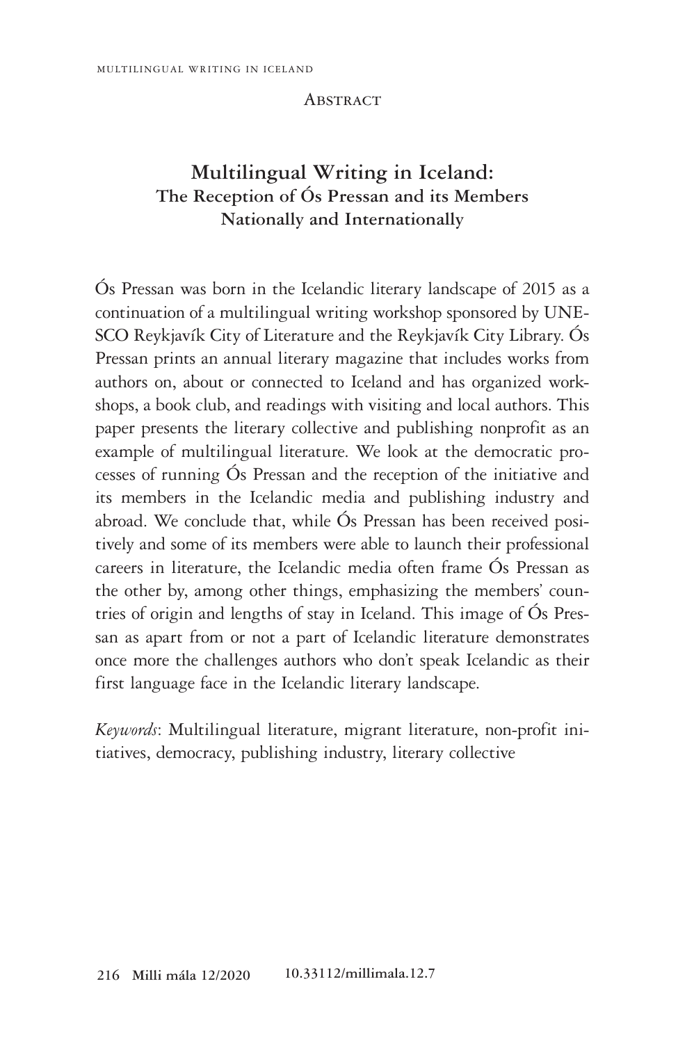## Abstract

# Multilingual Writing in Iceland:
## The Reception of Ós Pressan and its Members Nationally and Internationally

Ós Pressan was born in the Icelandic literary landscape of 2015 as a continuation of a multilingual writing workshop sponsored by UNESCO Reykjavík City of Literature and the Reykjavík City Library. Ós Pressan prints an annual literary magazine that includes works from authors on, about or connected to Iceland and has organized workshops, a book club, and readings with visiting and local authors. This paper presents the literary collective and publishing nonprofit as an example of multilingual literature. We look at the democratic processes of running Ós Pressan and the reception of the initiative and its members in the Icelandic media and publishing industry and abroad. We conclude that, while Ós Pressan has been received positively and some of its members were able to launch their professional careers in literature, the Icelandic media often frame Ós Pressan as the other by, among other things, emphasizing the members' countries of origin and lengths of stay in Iceland. This image of Ós Pressan as apart from or not a part of Icelandic literature demonstrates once more the challenges authors who don't speak Icelandic as their first language face in the Icelandic literary landscape.

*Keywords*: Multilingual literature, migrant literature, non-profit initiatives, democracy, publishing industry, literary collective

10.33112/millimala.12.7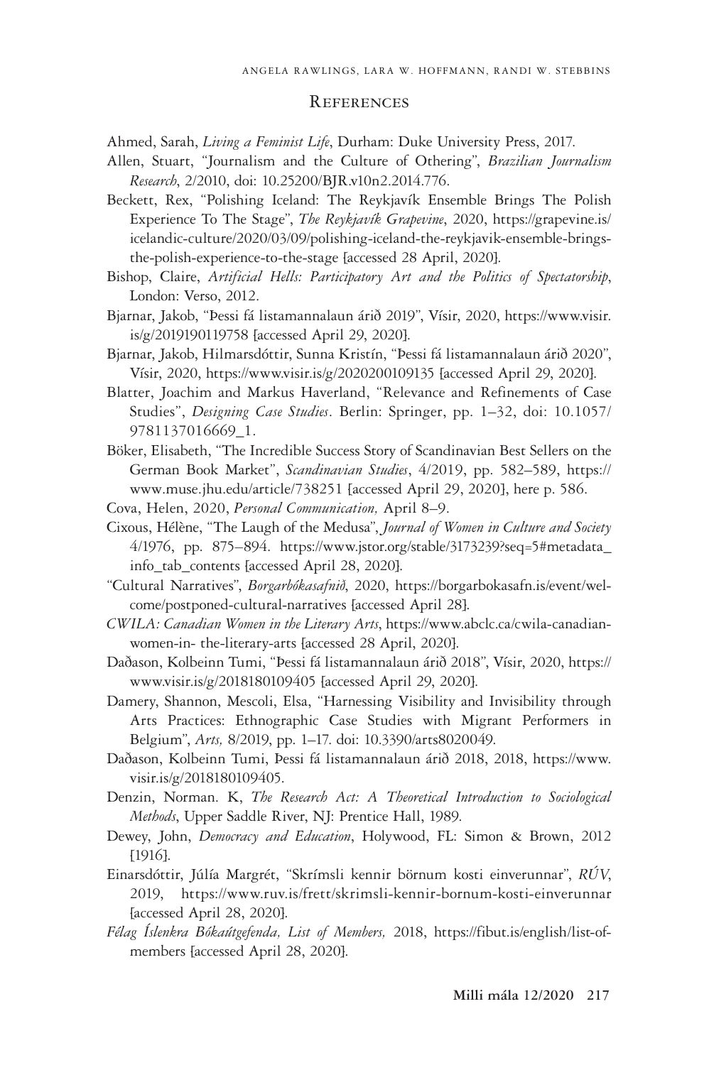# References

Ahmed, Sarah, *Living a Feminist Life*, Durham: Duke University Press, 2017.

Allen, Stuart, "Journalism and the Culture of Othering", *Brazilian Journalism Research*, 2/2010, doi: 10.25200/BJR.v10n2.2014.776.

Beckett, Rex, "Polishing Iceland: The Reykjavík Ensemble Brings The Polish Experience To The Stage", *The Reykjavík Grapevine*, 2020, https://grapevine.is/icelandic-culture/2020/03/09/polishing-iceland-the-reykjavik-ensemble-brings-the-polish-experience-to-the-stage [accessed 28 April, 2020].

Bishop, Claire, *Artificial Hells: Participatory Art and the Politics of Spectatorship*, London: Verso, 2012.

Bjarnar, Jakob, "Þessi fá listamannalaun árið 2019", Vísir, 2020, https://www.visir.is/g/2019190119758 [accessed April 29, 2020].

Bjarnar, Jakob, Hilmarsdóttir, Sunna Kristín, "Þessi fá listamannalaun árið 2020", Vísir, 2020, https://www.visir.is/g/2020200109135 [accessed April 29, 2020].

Blatter, Joachim and Markus Haverland, "Relevance and Refinements of Case Studies", *Designing Case Studies*. Berlin: Springer, pp. 1–32, doi: 10.1057/9781137016669_1.

Böker, Elisabeth, "The Incredible Success Story of Scandinavian Best Sellers on the German Book Market", *Scandinavian Studies*, 4/2019, pp. 582–589, https://www.muse.jhu.edu/article/738251 [accessed April 29, 2020], here p. 586.

Cova, Helen, 2020, *Personal Communication,* April 8–9.

Cixous, Hélène, "The Laugh of the Medusa", *Journal of Women in Culture and Society* 4/1976, pp. 875–894. https://www.jstor.org/stable/3173239?seq=5#metadata_info_tab_contents [accessed April 28, 2020].

"Cultural Narratives", *Borgarbókasafnið*, 2020, https://borgarbokasafn.is/event/welcome/postponed-cultural-narratives [accessed April 28].

*CWILA: Canadian Women in the Literary Arts*, https://www.abclc.ca/cwila-canadian-women-in- the-literary-arts [accessed 28 April, 2020].

Daðason, Kolbeinn Tumi, "Þessi fá listamannalaun árið 2018", Vísir, 2020, https://www.visir.is/g/2018180109405 [accessed April 29, 2020].

Damery, Shannon, Mescoli, Elsa, "Harnessing Visibility and Invisibility through Arts Practices: Ethnographic Case Studies with Migrant Performers in Belgium", *Arts,* 8/2019, pp. 1–17. doi: 10.3390/arts8020049.

Daðason, Kolbeinn Tumi, Þessi fá listamannalaun árið 2018, 2018, https://www.visir.is/g/2018180109405.

Denzin, Norman. K, *The Research Act: A Theoretical Introduction to Sociological Methods*, Upper Saddle River, NJ: Prentice Hall, 1989.

Dewey, John, *Democracy and Education*, Holywood, FL: Simon & Brown, 2012 [1916].

Einarsdóttir, Júlía Margrét, "Skrímsli kennir börnum kosti einverunnar", *RÚV*, 2019, https://www.ruv.is/frett/skrimsli-kennir-bornum-kosti-einverunnar [accessed April 28, 2020].

*Félag Íslenkra Bókaútgefenda, List of Members,* 2018, https://fibut.is/english/list-of-members [accessed April 28, 2020].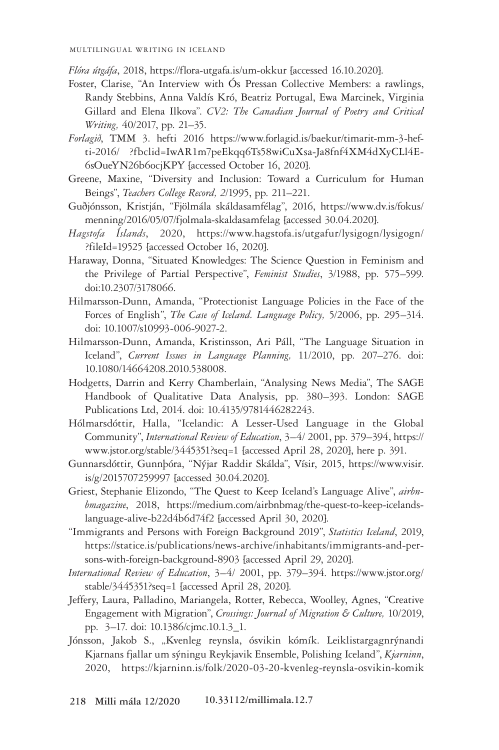*Flóra útgáfa*, 2018, https://flora-utgafa.is/um-okkur [accessed 16.10.2020].

Foster, Clarise, "An Interview with Ós Pressan Collective Members: a rawlings, Randy Stebbins, Anna Valdís Kró, Beatriz Portugal, Ewa Marcinek, Virginia Gillard and Elena Ilkova". *CV2: The Canadian Journal of Poetry and Critical Writing,* 40/2017, pp. 21–35.

*Forlagið*, TMM 3. hefti 2016 https://www.forlagid.is/baekur/timarit-mm-3-hefti-2016/ ?fbclid=IwAR1m7peEkqq6Ts58wiCuXsa-Ja8fnf4XM4dXyCLl4E-6sOueYN26b6ocjKPY [accessed October 16, 2020].

Greene, Maxine, "Diversity and Inclusion: Toward a Curriculum for Human Beings", *Teachers College Record, 2*/1995, pp. 211–221.

Guðjónsson, Kristján, "Fjölmála skáldasamfélag", 2016, https://www.dv.is/fokus/menning/2016/05/07/fjolmala-skaldasamfelag [accessed 30.04.2020].

*Hagstofa Íslands*, 2020, https://www.hagstofa.is/utgafur/lysigogn/lysigogn/ ?fileId=19525 [accessed October 16, 2020].

Haraway, Donna, "Situated Knowledges: The Science Question in Feminism and the Privilege of Partial Perspective", *Feminist Studies*, 3/1988, pp. 575–599. doi:10.2307/3178066.

Hilmarsson-Dunn, Amanda, "Protectionist Language Policies in the Face of the Forces of English", *The Case of Iceland. Language Policy,* 5/2006, pp. 295–314. doi: 10.1007/s10993-006-9027-2.

Hilmarsson-Dunn, Amanda, Kristinsson, Ari Páll, "The Language Situation in Iceland", *Current Issues in Language Planning,* 11/2010, pp. 207–276. doi: 10.1080/14664208.2010.538008.

Hodgetts, Darrin and Kerry Chamberlain, "Analysing News Media", The SAGE Handbook of Qualitative Data Analysis, pp. 380–393. London: SAGE Publications Ltd, 2014. doi: 10.4135/9781446282243.

Hólmarsdóttir, Halla, "Icelandic: A Lesser-Used Language in the Global Community", *International Review of Education*, 3–4/ 2001, pp. 379–394, https://www.jstor.org/stable/3445351?seq=1 [accessed April 28, 2020], here p. 391.

Gunnarsdóttir, Gunnþóra, "Nýjar Raddir Skálda", Vísir, 2015, https://www.visir.is/g/2015707259997 [accessed 30.04.2020].

Griest, Stephanie Elizondo, "The Quest to Keep Iceland's Language Alive", *airbnbmagazine*, 2018, https://medium.com/airbnbmag/the-quest-to-keep-icelands-language-alive-b22d4b6d74f2 [accessed April 30, 2020].

"Immigrants and Persons with Foreign Background 2019", *Statistics Iceland*, 2019, https://statice.is/publications/news-archive/inhabitants/immigrants-and-persons-with-foreign-background-8903 [accessed April 29, 2020].

*International Review of Education*, 3–4/ 2001, pp. 379–394. https://www.jstor.org/stable/3445351?seq=1 [accessed April 28, 2020].

Jeffery, Laura, Palladino, Mariangela, Rotter, Rebecca, Woolley, Agnes, "Creative Engagement with Migration", *Crossings: Journal of Migration & Culture,* 10/2019, pp. 3–17. doi: 10.1386/cjmc.10.1.3_1.

Jónsson, Jakob S., „Kvenleg reynsla, ósvikin kómík. Leiklistargagnrýnandi Kjarnans fjallar um sýningu Reykjavik Ensemble, Polishing Iceland", *Kjarninn*, 2020, https://kjarninn.is/folk/2020-03-20-kvenleg-reynsla-osvikin-komik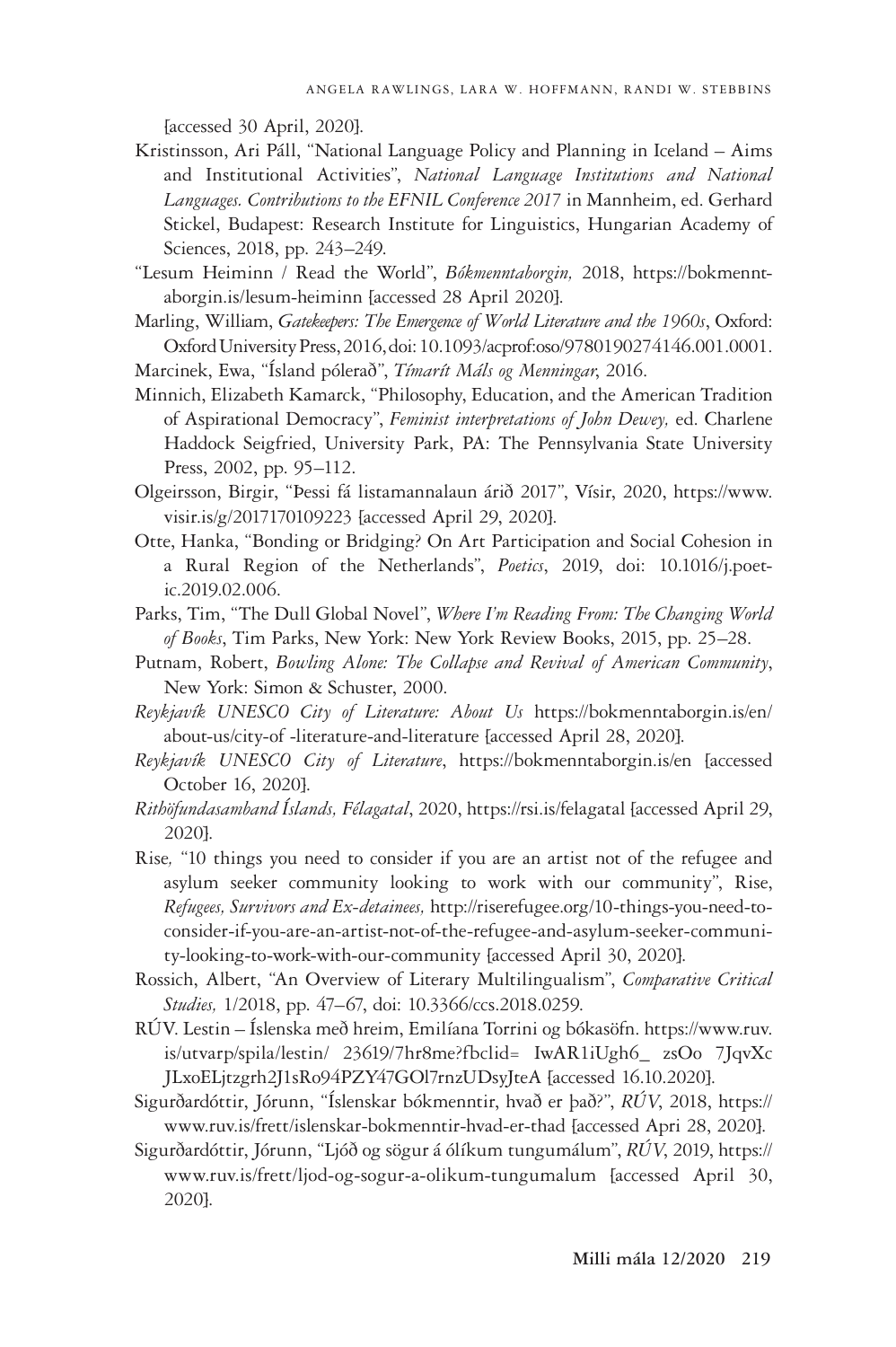[accessed 30 April, 2020].

Kristinsson, Ari Páll, "National Language Policy and Planning in Iceland – Aims and Institutional Activities", *National Language Institutions and National Languages. Contributions to the EFNIL Conference 2017* in Mannheim, ed. Gerhard Stickel, Budapest: Research Institute for Linguistics, Hungarian Academy of Sciences, 2018, pp. 243–249.

"Lesum Heiminn / Read the World", *Bókmenntaborgin,* 2018, https://bokmenntaborgin.is/lesum-heiminn [accessed 28 April 2020].

Marling, William, *Gatekeepers: The Emergence of World Literature and the 1960s*, Oxford: Oxford University Press, 2016, doi: 10.1093/acprof:oso/9780190274146.001.0001.

Marcinek, Ewa, "Ísland pólerað", *Tímarít Máls og Menningar*, 2016.

Minnich, Elizabeth Kamarck, "Philosophy, Education, and the American Tradition of Aspirational Democracy", *Feminist interpretations of John Dewey,* ed. Charlene Haddock Seigfried, University Park, PA: The Pennsylvania State University Press, 2002, pp. 95–112.

Olgeirsson, Birgir, "Þessi fá listamannalaun árið 2017", Vísir, 2020, https://www.visir.is/g/2017170109223 [accessed April 29, 2020].

Otte, Hanka, "Bonding or Bridging? On Art Participation and Social Cohesion in a Rural Region of the Netherlands", *Poetics*, 2019, doi: 10.1016/j.poetic.2019.02.006.

Parks, Tim, "The Dull Global Novel", *Where I'm Reading From: The Changing World of Books*, Tim Parks, New York: New York Review Books, 2015, pp. 25–28.

Putnam, Robert, *Bowling Alone: The Collapse and Revival of American Community*, New York: Simon & Schuster, 2000.

*Reykjavík UNESCO City of Literature: About Us* https://bokmenntaborgin.is/en/about-us/city-of -literature-and-literature [accessed April 28, 2020].

*Reykjavík UNESCO City of Literature*, https://bokmenntaborgin.is/en [accessed October 16, 2020].

*Rithöfundasamband Íslands, Félagatal*, 2020, https://rsi.is/felagatal [accessed April 29, 2020].

Rise, "10 things you need to consider if you are an artist not of the refugee and asylum seeker community looking to work with our community", Rise, *Refugees, Survivors and Ex-detainees,* http://riserefugee.org/10-things-you-need-to-consider-if-you-are-an-artist-not-of-the-refugee-and-asylum-seeker-community-looking-to-work-with-our-community [accessed April 30, 2020].

Rossich, Albert, "An Overview of Literary Multilingualism", *Comparative Critical Studies,* 1/2018, pp. 47–67, doi: 10.3366/ccs.2018.0259.

RÚV. Lestin – Íslenska með hreim, Emilíana Torrini og bókasöfn. https://www.ruv.is/utvarp/spila/lestin/ 23619/7hr8me?fbclid= IwAR1iUgh6_ zsOo 7JqvXc JLxoELjtzgrh2J1sRo94PZY47GOl7rnzUDsyJteA [accessed 16.10.2020].

Sigurðardóttir, Jórunn, "Íslenskar bókmenntir, hvað er það?", *RÚV*, 2018, https://www.ruv.is/frett/islenskar-bokmenntir-hvad-er-thad [accessed Apri 28, 2020].

Sigurðardóttir, Jórunn, "Ljóð og sögur á ólíkum tungumálum", *RÚV*, 2019, https://www.ruv.is/frett/ljod-og-sogur-a-olikum-tungumalum [accessed April 30, 2020].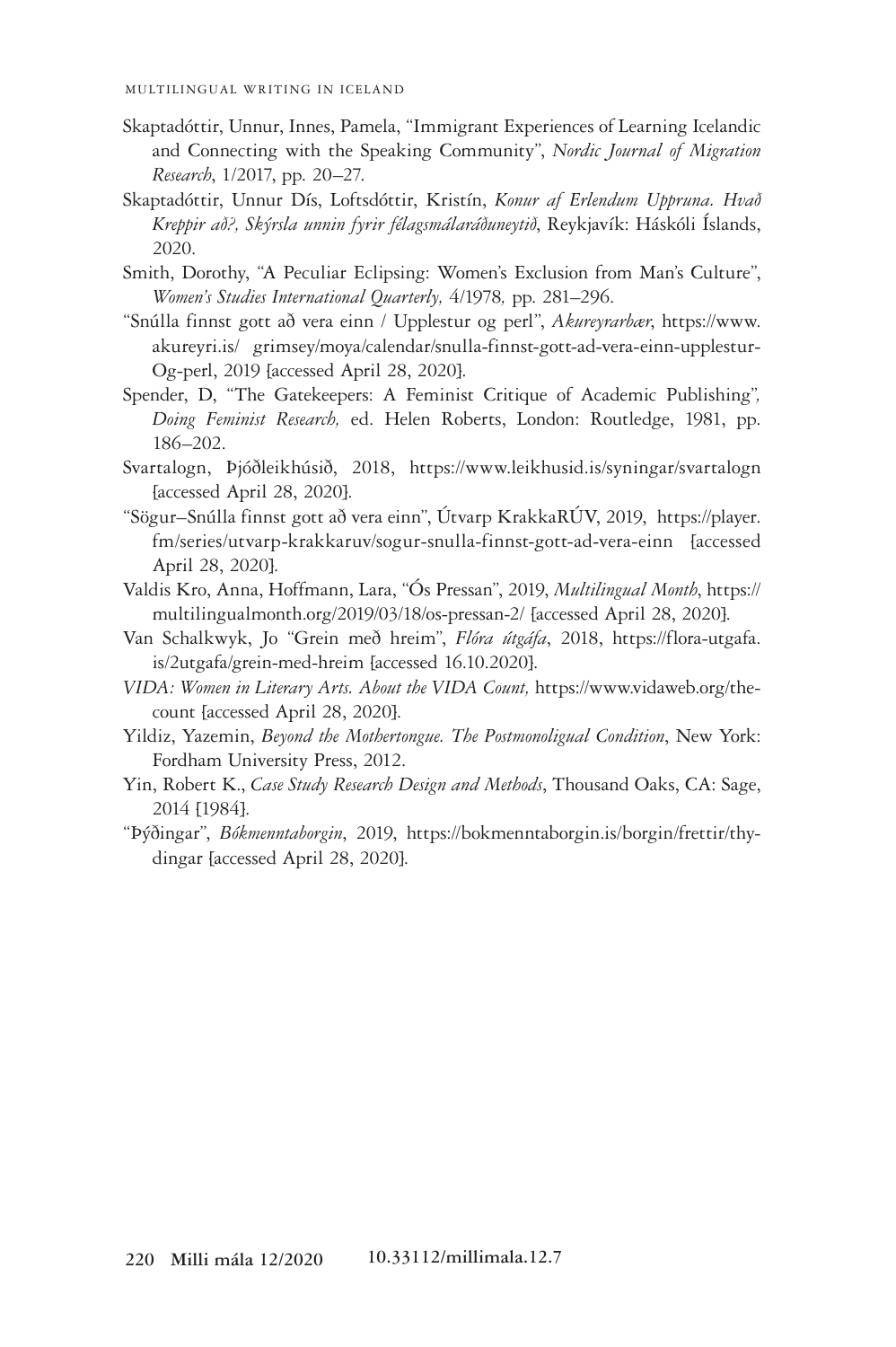Skaptadóttir, Unnur, Innes, Pamela, "Immigrant Experiences of Learning Icelandic and Connecting with the Speaking Community", *Nordic Journal of Migration Research*, 1/2017, pp. 20–27.

Skaptadóttir, Unnur Dís, Loftsdóttir, Kristín, *Konur af Erlendum Uppruna. Hvað Kreppir að?, Skýrsla unnin fyrir félagsmálaráðuneytið*, Reykjavík: Háskóli Íslands, 2020.

Smith, Dorothy, "A Peculiar Eclipsing: Women's Exclusion from Man's Culture", *Women's Studies International Quarterly,* 4/1978*,* pp. 281–296.

"Snúlla finnst gott að vera einn / Upplestur og perl", *Akureyrarbær*, https://www.akureyri.is/ grimsey/moya/calendar/snulla-finnst-gott-ad-vera-einn-upplestur-Og-perl, 2019 [accessed April 28, 2020].

Spender, D, "The Gatekeepers: A Feminist Critique of Academic Publishing"*, Doing Feminist Research,* ed. Helen Roberts, London: Routledge, 1981, pp. 186–202.

Svartalogn, Þjóðleikhúsið, 2018, https://www.leikhusid.is/syningar/svartalogn [accessed April 28, 2020].

"Sögur–Snúlla finnst gott að vera einn", Útvarp KrakkaRÚV, 2019, https://player.fm/series/utvarp-krakkaruv/sogur-snulla-finnst-gott-ad-vera-einn [accessed April 28, 2020].

Valdis Kro, Anna, Hoffmann, Lara, "Ós Pressan", 2019, *Multilingual Month*, https://multilingualmonth.org/2019/03/18/os-pressan-2/ [accessed April 28, 2020].

Van Schalkwyk, Jo "Grein með hreim", *Flóra útgáfa*, 2018, https://flora-utgafa.is/2utgafa/grein-med-hreim [accessed 16.10.2020].

*VIDA: Women in Literary Arts. About the VIDA Count,* https://www.vidaweb.org/the-count [accessed April 28, 2020].

Yildiz, Yazemin, *Beyond the Mothertongue. The Postmonoligual Condition*, New York: Fordham University Press, 2012.

Yin, Robert K., *Case Study Research Design and Methods*, Thousand Oaks, CA: Sage, 2014 [1984].

"Þýðingar", *Bókmenntaborgin*, 2019, https://bokmenntaborgin.is/borgin/frettir/thydingar [accessed April 28, 2020].